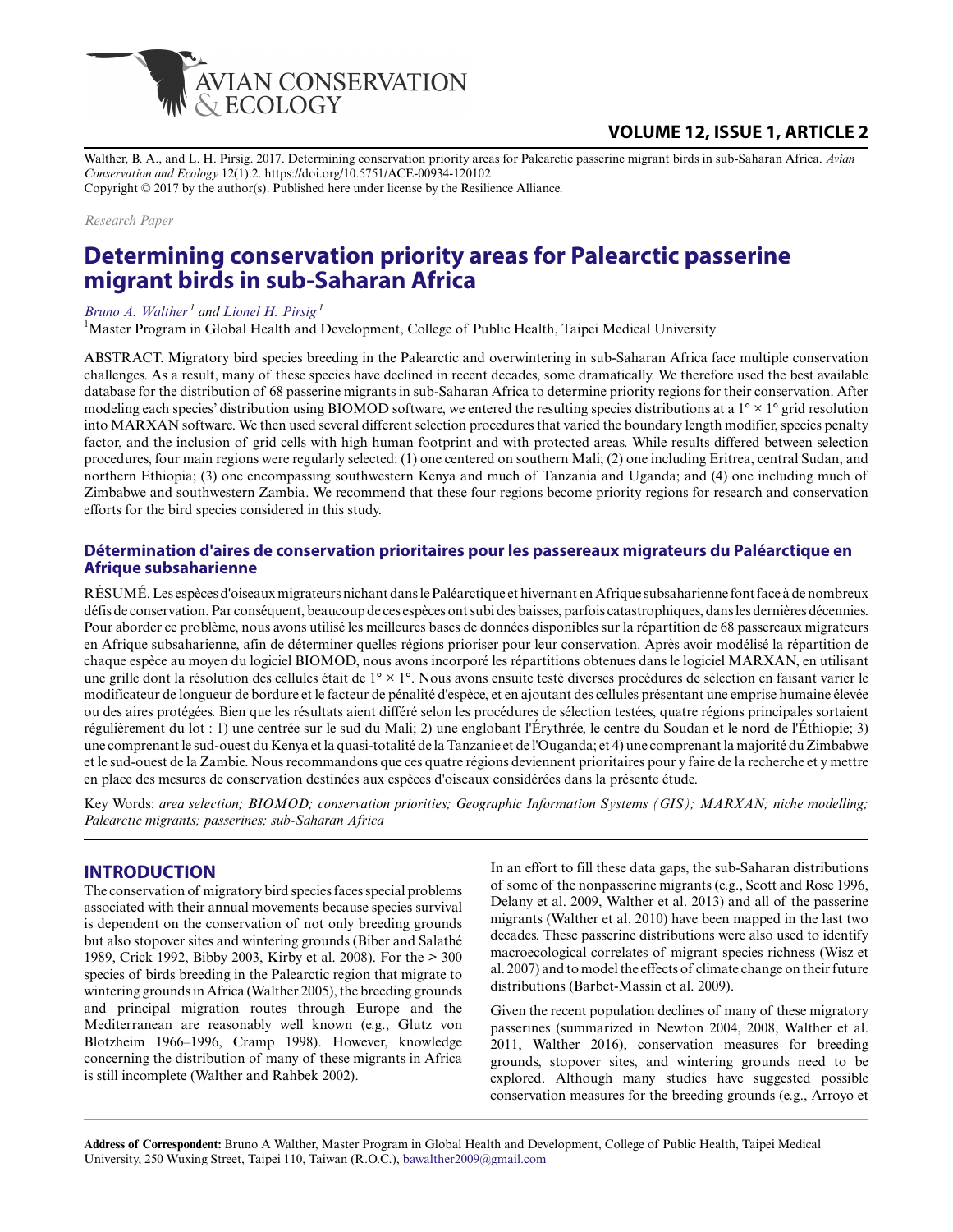Walther, B. A., and L. H. Pirsig. 2017. Determining conservation priority areas for Palearctic passerine migrant birds in sub-Saharan Africa. *Avian Conservation and Ecology* 12(1):2. https://doi.org/10.5751/ACE-00934-120102
Copyright © 2017 by the author(s). Published here under license by the Resilience Alliance.

*Research Paper*

# Determining conservation priority areas for Palearctic passerine migrant birds in sub-Saharan Africa

*Bruno A. Walther*[1] and *Lionel H. Pirsig*[1]

[1]Master Program in Global Health and Development, College of Public Health, Taipei Medical University

ABSTRACT. Migratory bird species breeding in the Palearctic and overwintering in sub-Saharan Africa face multiple conservation challenges. As a result, many of these species have declined in recent decades, some dramatically. We therefore used the best available database for the distribution of 68 passerine migrants in sub-Saharan Africa to determine priority regions for their conservation. After modeling each species' distribution using BIOMOD software, we entered the resulting species distributions at a 1° × 1° grid resolution into MARXAN software. We then used several different selection procedures that varied the boundary length modifier, species penalty factor, and the inclusion of grid cells with high human footprint and with protected areas. While results differed between selection procedures, four main regions were regularly selected: (1) one centered on southern Mali; (2) one including Eritrea, central Sudan, and northern Ethiopia; (3) one encompassing southwestern Kenya and much of Tanzania and Uganda; and (4) one including much of Zimbabwe and southwestern Zambia. We recommend that these four regions become priority regions for research and conservation efforts for the bird species considered in this study.

## Détermination d'aires de conservation prioritaires pour les passereaux migrateurs du Paléarctique en Afrique subsaharienne

RÉSUMÉ. Les espèces d'oiseaux migrateurs nichant dans le Paléarctique et hivernant en Afrique subsaharienne font face à de nombreux défis de conservation. Par conséquent, beaucoup de ces espèces ont subi des baisses, parfois catastrophiques, dans les dernières décennies. Pour aborder ce problème, nous avons utilisé les meilleures bases de données disponibles sur la répartition de 68 passereaux migrateurs en Afrique subsaharienne, afin de déterminer quelles régions prioriser pour leur conservation. Après avoir modélisé la répartition de chaque espèce au moyen du logiciel BIOMOD, nous avons incorporé les répartitions obtenues dans le logiciel MARXAN, en utilisant une grille dont la résolution des cellules était de 1° × 1°. Nous avons ensuite testé diverses procédures de sélection en faisant varier le modificateur de longueur de bordure et le facteur de pénalité d'espèce, et en ajoutant des cellules présentant une emprise humaine élevée ou des aires protégées. Bien que les résultats aient différé selon les procédures de sélection testées, quatre régions principales sortaient régulièrement du lot : 1) une centrée sur le sud du Mali; 2) une englobant l'Érythrée, le centre du Soudan et le nord de l'Éthiopie; 3) une comprenant le sud-ouest du Kenya et la quasi-totalité de la Tanzanie et de l'Ouganda; et 4) une comprenant la majorité du Zimbabwe et le sud-ouest de la Zambie. Nous recommandons que ces quatre régions deviennent prioritaires pour y faire de la recherche et y mettre en place des mesures de conservation destinées aux espèces d'oiseaux considérées dans la présente étude.

Key Words: *area selection; BIOMOD; conservation priorities; Geographic Information Systems (GIS); MARXAN; niche modelling; Palearctic migrants; passerines; sub-Saharan Africa*

## INTRODUCTION

The conservation of migratory bird species faces special problems associated with their annual movements because species survival is dependent on the conservation of not only breeding grounds but also stopover sites and wintering grounds (Biber and Salathé 1989, Crick 1992, Bibby 2003, Kirby et al. 2008). For the > 300 species of birds breeding in the Palearctic region that migrate to wintering grounds in Africa (Walther 2005), the breeding grounds and principal migration routes through Europe and the Mediterranean are reasonably well known (e.g., Glutz von Blotzheim 1966–1996, Cramp 1998). However, knowledge concerning the distribution of many of these migrants in Africa is still incomplete (Walther and Rahbek 2002).

In an effort to fill these data gaps, the sub-Saharan distributions of some of the nonpasserine migrants (e.g., Scott and Rose 1996, Delany et al. 2009, Walther et al. 2013) and all of the passerine migrants (Walther et al. 2010) have been mapped in the last two decades. These passerine distributions were also used to identify macroecological correlates of migrant species richness (Wisz et al. 2007) and to model the effects of climate change on their future distributions (Barbet-Massin et al. 2009).

Given the recent population declines of many of these migratory passerines (summarized in Newton 2004, 2008, Walther et al. 2011, Walther 2016), conservation measures for breeding grounds, stopover sites, and wintering grounds need to be explored. Although many studies have suggested possible conservation measures for the breeding grounds (e.g., Arroyo et

**Address of Correspondent:** Bruno A Walther, Master Program in Global Health and Development, College of Public Health, Taipei Medical University, 250 Wuxing Street, Taipei 110, Taiwan (R.O.C.), bawalther2009@gmail.com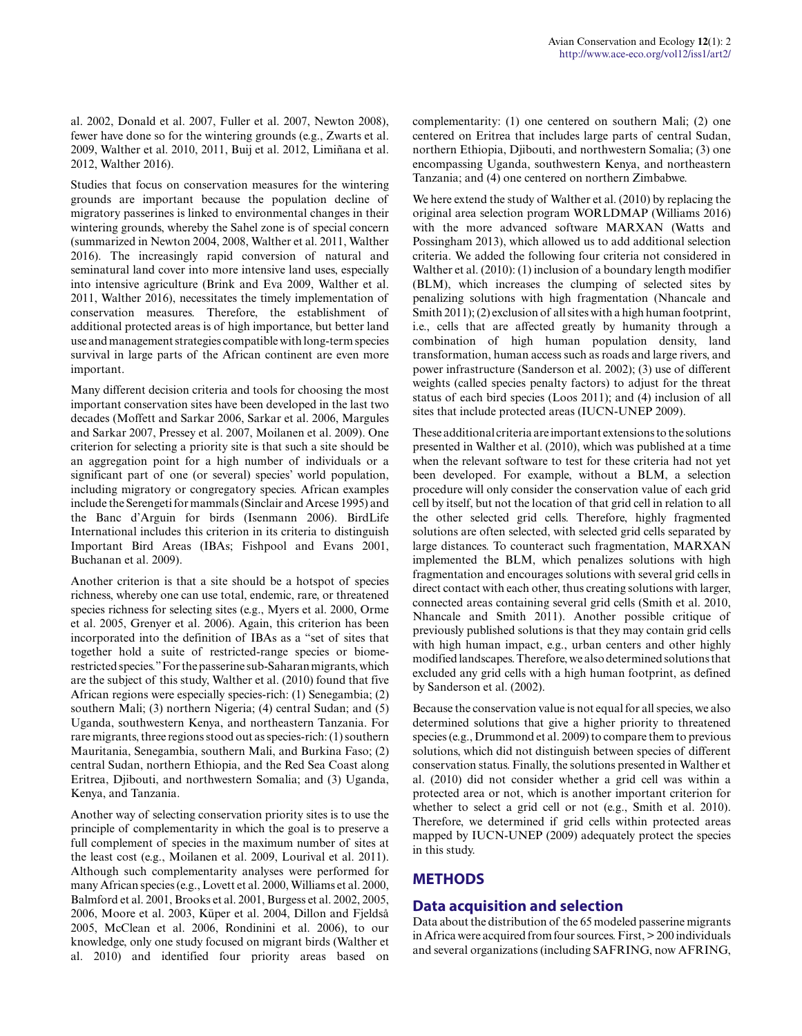al. 2002, Donald et al. 2007, Fuller et al. 2007, Newton 2008), fewer have done so for the wintering grounds (e.g., Zwarts et al. 2009, Walther et al. 2010, 2011, Buij et al. 2012, Limiñana et al. 2012, Walther 2016).

Studies that focus on conservation measures for the wintering grounds are important because the population decline of migratory passerines is linked to environmental changes in their wintering grounds, whereby the Sahel zone is of special concern (summarized in Newton 2004, 2008, Walther et al. 2011, Walther 2016). The increasingly rapid conversion of natural and seminatural land cover into more intensive land uses, especially into intensive agriculture (Brink and Eva 2009, Walther et al. 2011, Walther 2016), necessitates the timely implementation of conservation measures. Therefore, the establishment of additional protected areas is of high importance, but better land use and management strategies compatible with long-term species survival in large parts of the African continent are even more important.

Many different decision criteria and tools for choosing the most important conservation sites have been developed in the last two decades (Moffett and Sarkar 2006, Sarkar et al. 2006, Margules and Sarkar 2007, Pressey et al. 2007, Moilanen et al. 2009). One criterion for selecting a priority site is that such a site should be an aggregation point for a high number of individuals or a significant part of one (or several) species' world population, including migratory or congregatory species. African examples include the Serengeti for mammals (Sinclair and Arcese 1995) and the Banc d'Arguin for birds (Isenmann 2006). BirdLife International includes this criterion in its criteria to distinguish Important Bird Areas (IBAs; Fishpool and Evans 2001, Buchanan et al. 2009).

Another criterion is that a site should be a hotspot of species richness, whereby one can use total, endemic, rare, or threatened species richness for selecting sites (e.g., Myers et al. 2000, Orme et al. 2005, Grenyer et al. 2006). Again, this criterion has been incorporated into the definition of IBAs as a "set of sites that together hold a suite of restricted-range species or biome-restricted species." For the passerine sub-Saharan migrants, which are the subject of this study, Walther et al. (2010) found that five African regions were especially species-rich: (1) Senegambia; (2) southern Mali; (3) northern Nigeria; (4) central Sudan; and (5) Uganda, southwestern Kenya, and northeastern Tanzania. For rare migrants, three regions stood out as species-rich: (1) southern Mauritania, Senegambia, southern Mali, and Burkina Faso; (2) central Sudan, northern Ethiopia, and the Red Sea Coast along Eritrea, Djibouti, and northwestern Somalia; and (3) Uganda, Kenya, and Tanzania.

Another way of selecting conservation priority sites is to use the principle of complementarity in which the goal is to preserve a full complement of species in the maximum number of sites at the least cost (e.g., Moilanen et al. 2009, Lourival et al. 2011). Although such complementarity analyses were performed for many African species (e.g., Lovett et al. 2000, Williams et al. 2000, Balmford et al. 2001, Brooks et al. 2001, Burgess et al. 2002, 2005, 2006, Moore et al. 2003, Küper et al. 2004, Dillon and Fjeldså 2005, McClean et al. 2006, Rondinini et al. 2006), to our knowledge, only one study focused on migrant birds (Walther et al. 2010) and identified four priority areas based on complementarity: (1) one centered on southern Mali; (2) one centered on Eritrea that includes large parts of central Sudan, northern Ethiopia, Djibouti, and northwestern Somalia; (3) one encompassing Uganda, southwestern Kenya, and northeastern Tanzania; and (4) one centered on northern Zimbabwe.

We here extend the study of Walther et al. (2010) by replacing the original area selection program WORLDMAP (Williams 2016) with the more advanced software MARXAN (Watts and Possingham 2013), which allowed us to add additional selection criteria. We added the following four criteria not considered in Walther et al. (2010): (1) inclusion of a boundary length modifier (BLM), which increases the clumping of selected sites by penalizing solutions with high fragmentation (Nhancale and Smith 2011); (2) exclusion of all sites with a high human footprint, i.e., cells that are affected greatly by humanity through a combination of high human population density, land transformation, human access such as roads and large rivers, and power infrastructure (Sanderson et al. 2002); (3) use of different weights (called species penalty factors) to adjust for the threat status of each bird species (Loos 2011); and (4) inclusion of all sites that include protected areas (IUCN-UNEP 2009).

These additional criteria are important extensions to the solutions presented in Walther et al. (2010), which was published at a time when the relevant software to test for these criteria had not yet been developed. For example, without a BLM, a selection procedure will only consider the conservation value of each grid cell by itself, but not the location of that grid cell in relation to all the other selected grid cells. Therefore, highly fragmented solutions are often selected, with selected grid cells separated by large distances. To counteract such fragmentation, MARXAN implemented the BLM, which penalizes solutions with high fragmentation and encourages solutions with several grid cells in direct contact with each other, thus creating solutions with larger, connected areas containing several grid cells (Smith et al. 2010, Nhancale and Smith 2011). Another possible critique of previously published solutions is that they may contain grid cells with high human impact, e.g., urban centers and other highly modified landscapes. Therefore, we also determined solutions that excluded any grid cells with a high human footprint, as defined by Sanderson et al. (2002).

Because the conservation value is not equal for all species, we also determined solutions that give a higher priority to threatened species (e.g., Drummond et al. 2009) to compare them to previous solutions, which did not distinguish between species of different conservation status. Finally, the solutions presented in Walther et al. (2010) did not consider whether a grid cell was within a protected area or not, which is another important criterion for whether to select a grid cell or not (e.g., Smith et al. 2010). Therefore, we determined if grid cells within protected areas mapped by IUCN-UNEP (2009) adequately protect the species in this study.

## METHODS

### Data acquisition and selection

Data about the distribution of the 65 modeled passerine migrants in Africa were acquired from four sources. First, > 200 individuals and several organizations (including SAFRING, now AFRING,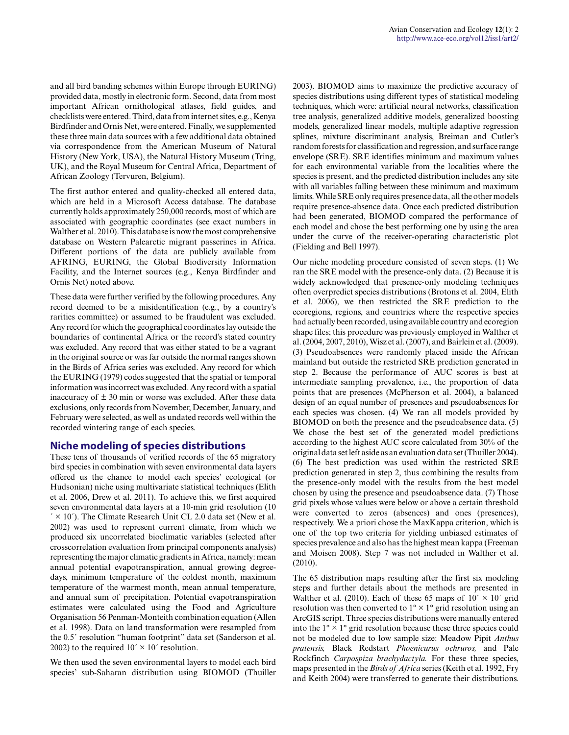and all bird banding schemes within Europe through EURING) provided data, mostly in electronic form. Second, data from most important African ornithological atlases, field guides, and checklists were entered. Third, data from internet sites, e.g., Kenya Birdfinder and Ornis Net, were entered. Finally, we supplemented these three main data sources with a few additional data obtained via correspondence from the American Museum of Natural History (New York, USA), the Natural History Museum (Tring, UK), and the Royal Museum for Central Africa, Department of African Zoology (Tervuren, Belgium).

The first author entered and quality-checked all entered data, which are held in a Microsoft Access database. The database currently holds approximately 250,000 records, most of which are associated with geographic coordinates (see exact numbers in Walther et al. 2010). This database is now the most comprehensive database on Western Palearctic migrant passerines in Africa. Different portions of the data are publicly available from AFRING, EURING, the Global Biodiversity Information Facility, and the Internet sources (e.g., Kenya Birdfinder and Ornis Net) noted above.

These data were further verified by the following procedures. Any record deemed to be a misidentification (e.g., by a country's rarities committee) or assumed to be fraudulent was excluded. Any record for which the geographical coordinates lay outside the boundaries of continental Africa or the record's stated country was excluded. Any record that was either stated to be a vagrant in the original source or was far outside the normal ranges shown in the Birds of Africa series was excluded. Any record for which the EURING (1979) codes suggested that the spatial or temporal information was incorrect was excluded. Any record with a spatial inaccuracy of ± 30 min or worse was excluded. After these data exclusions, only records from November, December, January, and February were selected, as well as undated records well within the recorded wintering range of each species.

## Niche modeling of species distributions

These tens of thousands of verified records of the 65 migratory bird species in combination with seven environmental data layers offered us the chance to model each species' ecological (or Hudsonian) niche using multivariate statistical techniques (Elith et al. 2006, Drew et al. 2011). To achieve this, we first acquired seven environmental data layers at a 10-min grid resolution (10′ × 10′). The Climate Research Unit CL 2.0 data set (New et al. 2002) was used to represent current climate, from which we produced six uncorrelated bioclimatic variables (selected after crosscorrelation evaluation from principal components analysis) representing the major climatic gradients in Africa, namely: mean annual potential evapotranspiration, annual growing degree-days, minimum temperature of the coldest month, maximum temperature of the warmest month, mean annual temperature, and annual sum of precipitation. Potential evapotranspiration estimates were calculated using the Food and Agriculture Organisation 56 Penman-Monteith combination equation (Allen et al. 1998). Data on land transformation were resampled from the 0.5′ resolution "human footprint" data set (Sanderson et al. 2002) to the required 10′ × 10′ resolution.

We then used the seven environmental layers to model each bird species' sub-Saharan distribution using BIOMOD (Thuiller 2003). BIOMOD aims to maximize the predictive accuracy of species distributions using different types of statistical modeling techniques, which were: artificial neural networks, classification tree analysis, generalized additive models, generalized boosting models, generalized linear models, multiple adaptive regression splines, mixture discriminant analysis, Breiman and Cutler's random forests for classification and regression, and surface range envelope (SRE). SRE identifies minimum and maximum values for each environmental variable from the localities where the species is present, and the predicted distribution includes any site with all variables falling between these minimum and maximum limits. While SRE only requires presence data, all the other models require presence-absence data. Once each predicted distribution had been generated, BIOMOD compared the performance of each model and chose the best performing one by using the area under the curve of the receiver-operating characteristic plot (Fielding and Bell 1997).

Our niche modeling procedure consisted of seven steps. (1) We ran the SRE model with the presence-only data. (2) Because it is widely acknowledged that presence-only modeling techniques often overpredict species distributions (Brotons et al. 2004, Elith et al. 2006), we then restricted the SRE prediction to the ecoregions, regions, and countries where the respective species had actually been recorded, using available country and ecoregion shape files; this procedure was previously employed in Walther et al. (2004, 2007, 2010), Wisz et al. (2007), and Bairlein et al. (2009). (3) Pseudoabsences were randomly placed inside the African mainland but outside the restricted SRE prediction generated in step 2. Because the performance of AUC scores is best at intermediate sampling prevalence, i.e., the proportion of data points that are presences (McPherson et al. 2004), a balanced design of an equal number of presences and pseudoabsences for each species was chosen. (4) We ran all models provided by BIOMOD on both the presence and the pseudoabsence data. (5) We chose the best set of the generated model predictions according to the highest AUC score calculated from 30% of the original data set left aside as an evaluation data set (Thuiller 2004). (6) The best prediction was used within the restricted SRE prediction generated in step 2, thus combining the results from the presence-only model with the results from the best model chosen by using the presence and pseudoabsence data. (7) Those grid pixels whose values were below or above a certain threshold were converted to zeros (absences) and ones (presences), respectively. We a priori chose the MaxKappa criterion, which is one of the top two criteria for yielding unbiased estimates of species prevalence and also has the highest mean kappa (Freeman and Moisen 2008). Step 7 was not included in Walther et al. (2010).

The 65 distribution maps resulting after the first six modeling steps and further details about the methods are presented in Walther et al. (2010). Each of these 65 maps of 10′ × 10′ grid resolution was then converted to 1° × 1° grid resolution using an ArcGIS script. Three species distributions were manually entered into the 1° × 1° grid resolution because these three species could not be modeled due to low sample size: Meadow Pipit *Anthus pratensis,* Black Redstart *Phoenicurus ochruros,* and Pale Rockfinch *Carpospiza brachydactyla.* For these three species, maps presented in the *Birds of Africa* series (Keith et al. 1992, Fry and Keith 2004) were transferred to generate their distributions.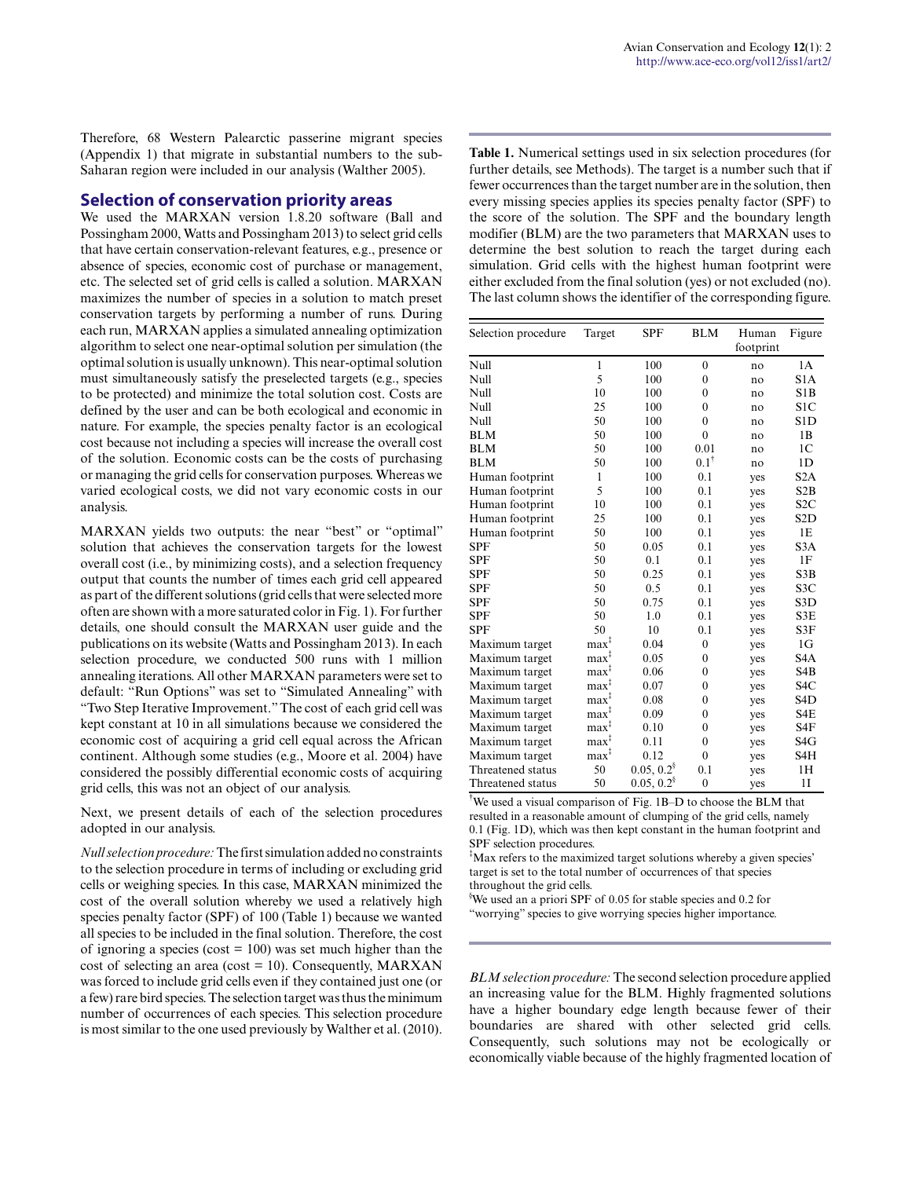Therefore, 68 Western Palearctic passerine migrant species (Appendix 1) that migrate in substantial numbers to the sub-Saharan region were included in our analysis (Walther 2005).

## Selection of conservation priority areas

We used the MARXAN version 1.8.20 software (Ball and Possingham 2000, Watts and Possingham 2013) to select grid cells that have certain conservation-relevant features, e.g., presence or absence of species, economic cost of purchase or management, etc. The selected set of grid cells is called a solution. MARXAN maximizes the number of species in a solution to match preset conservation targets by performing a number of runs. During each run, MARXAN applies a simulated annealing optimization algorithm to select one near-optimal solution per simulation (the optimal solution is usually unknown). This near-optimal solution must simultaneously satisfy the preselected targets (e.g., species to be protected) and minimize the total solution cost. Costs are defined by the user and can be both ecological and economic in nature. For example, the species penalty factor is an ecological cost because not including a species will increase the overall cost of the solution. Economic costs can be the costs of purchasing or managing the grid cells for conservation purposes. Whereas we varied ecological costs, we did not vary economic costs in our analysis.

MARXAN yields two outputs: the near "best" or "optimal" solution that achieves the conservation targets for the lowest overall cost (i.e., by minimizing costs), and a selection frequency output that counts the number of times each grid cell appeared as part of the different solutions (grid cells that were selected more often are shown with a more saturated color in Fig. 1). For further details, one should consult the MARXAN user guide and the publications on its website (Watts and Possingham 2013). In each selection procedure, we conducted 500 runs with 1 million annealing iterations. All other MARXAN parameters were set to default: "Run Options" was set to "Simulated Annealing" with "Two Step Iterative Improvement." The cost of each grid cell was kept constant at 10 in all simulations because we considered the economic cost of acquiring a grid cell equal across the African continent. Although some studies (e.g., Moore et al. 2004) have considered the possibly differential economic costs of acquiring grid cells, this was not an object of our analysis.

Next, we present details of each of the selection procedures adopted in our analysis.

*Null selection procedure:* The first simulation added no constraints to the selection procedure in terms of including or excluding grid cells or weighing species. In this case, MARXAN minimized the cost of the overall solution whereby we used a relatively high species penalty factor (SPF) of 100 (Table 1) because we wanted all species to be included in the final solution. Therefore, the cost of ignoring a species (cost = 100) was set much higher than the cost of selecting an area (cost = 10). Consequently, MARXAN was forced to include grid cells even if they contained just one (or a few) rare bird species. The selection target was thus the minimum number of occurrences of each species. This selection procedure is most similar to the one used previously by Walther et al. (2010).

**Table 1.** Numerical settings used in six selection procedures (for further details, see Methods). The target is a number such that if fewer occurrences than the target number are in the solution, then every missing species applies its species penalty factor (SPF) to the score of the solution. The SPF and the boundary length modifier (BLM) are the two parameters that MARXAN uses to determine the best solution to reach the target during each simulation. Grid cells with the highest human footprint were either excluded from the final solution (yes) or not excluded (no). The last column shows the identifier of the corresponding figure.

| Selection procedure | Target | SPF | BLM | Human footprint | Figure |
|---|---|---|---|---|---|
| Null | 1 | 100 | 0 | no | 1A |
| Null | 5 | 100 | 0 | no | S1A |
| Null | 10 | 100 | 0 | no | S1B |
| Null | 25 | 100 | 0 | no | S1C |
| Null | 50 | 100 | 0 | no | S1D |
| BLM | 50 | 100 | 0 | no | 1B |
| BLM | 50 | 100 | 0.01 | no | 1C |
| BLM | 50 | 100 | 0.1[†] | no | 1D |
| Human footprint | 1 | 100 | 0.1 | yes | S2A |
| Human footprint | 5 | 100 | 0.1 | yes | S2B |
| Human footprint | 10 | 100 | 0.1 | yes | S2C |
| Human footprint | 25 | 100 | 0.1 | yes | S2D |
| Human footprint | 50 | 100 | 0.1 | yes | 1E |
| SPF | 50 | 0.05 | 0.1 | yes | S3A |
| SPF | 50 | 0.1 | 0.1 | yes | 1F |
| SPF | 50 | 0.25 | 0.1 | yes | S3B |
| SPF | 50 | 0.5 | 0.1 | yes | S3C |
| SPF | 50 | 0.75 | 0.1 | yes | S3D |
| SPF | 50 | 1.0 | 0.1 | yes | S3E |
| SPF | 50 | 10 | 0.1 | yes | S3F |
| Maximum target | max[‡] | 0.04 | 0 | yes | 1G |
| Maximum target | max[‡] | 0.05 | 0 | yes | S4A |
| Maximum target | max[‡] | 0.06 | 0 | yes | S4B |
| Maximum target | max[‡] | 0.07 | 0 | yes | S4C |
| Maximum target | max[‡] | 0.08 | 0 | yes | S4D |
| Maximum target | max[‡] | 0.09 | 0 | yes | S4E |
| Maximum target | max[‡] | 0.10 | 0 | yes | S4F |
| Maximum target | max[‡] | 0.11 | 0 | yes | S4G |
| Maximum target | max[‡] | 0.12 | 0 | yes | S4H |
| Threatened status | 50 | 0.05, 0.2[§] | 0.1 | yes | 1H |
| Threatened status | 50 | 0.05, 0.2[§] | 0 | yes | 1I |

[†]We used a visual comparison of Fig. 1B–D to choose the BLM that resulted in a reasonable amount of clumping of the grid cells, namely 0.1 (Fig. 1D), which was then kept constant in the human footprint and SPF selection procedures.

[‡]Max refers to the maximized target solutions whereby a given species' target is set to the total number of occurrences of that species throughout the grid cells.

[§]We used an a priori SPF of 0.05 for stable species and 0.2 for "worrying" species to give worrying species higher importance.

*BLM selection procedure:* The second selection procedure applied an increasing value for the BLM. Highly fragmented solutions have a higher boundary edge length because fewer of their boundaries are shared with other selected grid cells. Consequently, such solutions may not be ecologically or economically viable because of the highly fragmented location of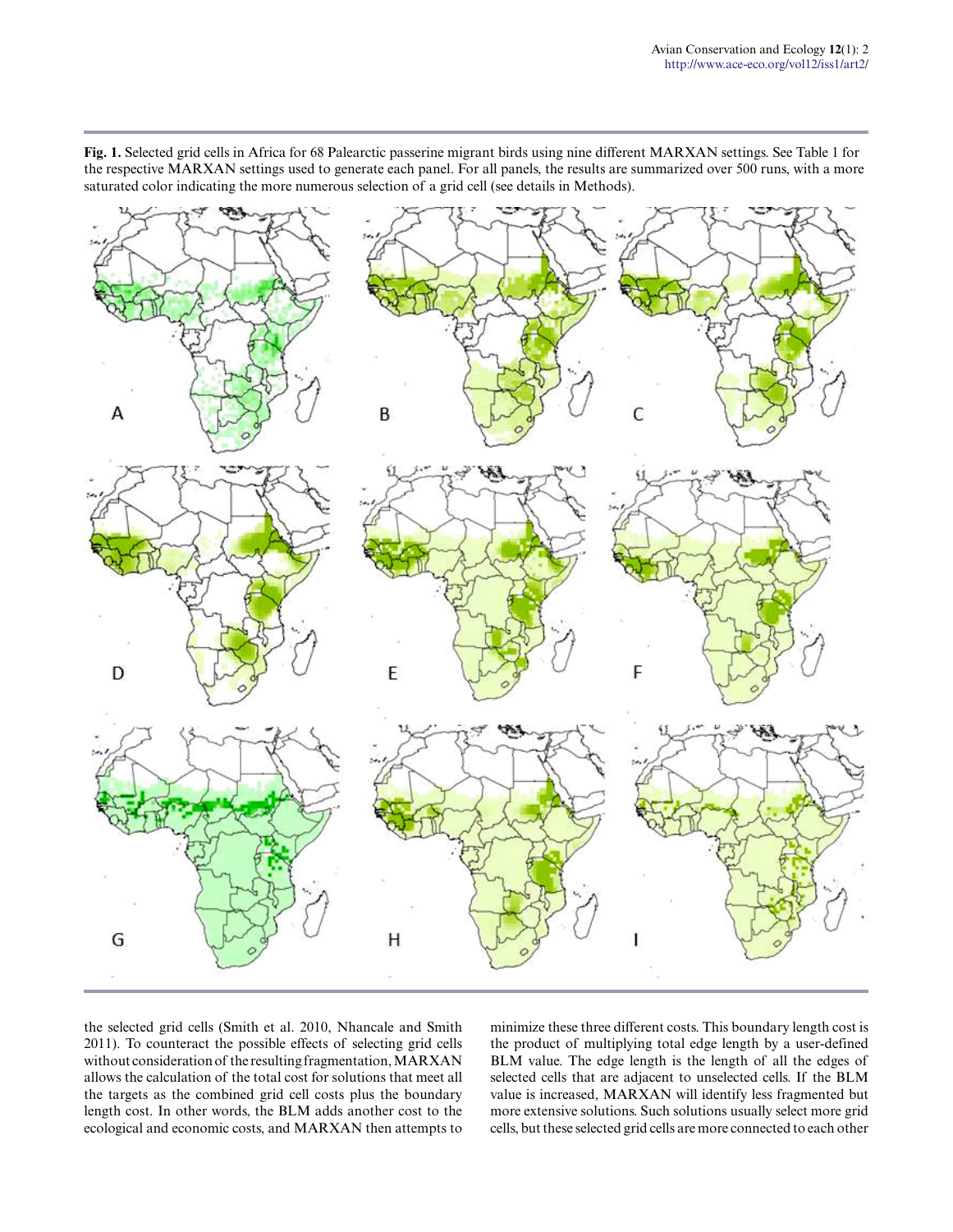**Fig. 1.** Selected grid cells in Africa for 68 Palearctic passerine migrant birds using nine different MARXAN settings. See Table 1 for the respective MARXAN settings used to generate each panel. For all panels, the results are summarized over 500 runs, with a more saturated color indicating the more numerous selection of a grid cell (see details in Methods).

the selected grid cells (Smith et al. 2010, Nhancale and Smith 2011). To counteract the possible effects of selecting grid cells without consideration of the resulting fragmentation, MARXAN allows the calculation of the total cost for solutions that meet all the targets as the combined grid cell costs plus the boundary length cost. In other words, the BLM adds another cost to the ecological and economic costs, and MARXAN then attempts to minimize these three different costs. This boundary length cost is the product of multiplying total edge length by a user-defined BLM value. The edge length is the length of all the edges of selected cells that are adjacent to unselected cells. If the BLM value is increased, MARXAN will identify less fragmented but more extensive solutions. Such solutions usually select more grid cells, but these selected grid cells are more connected to each other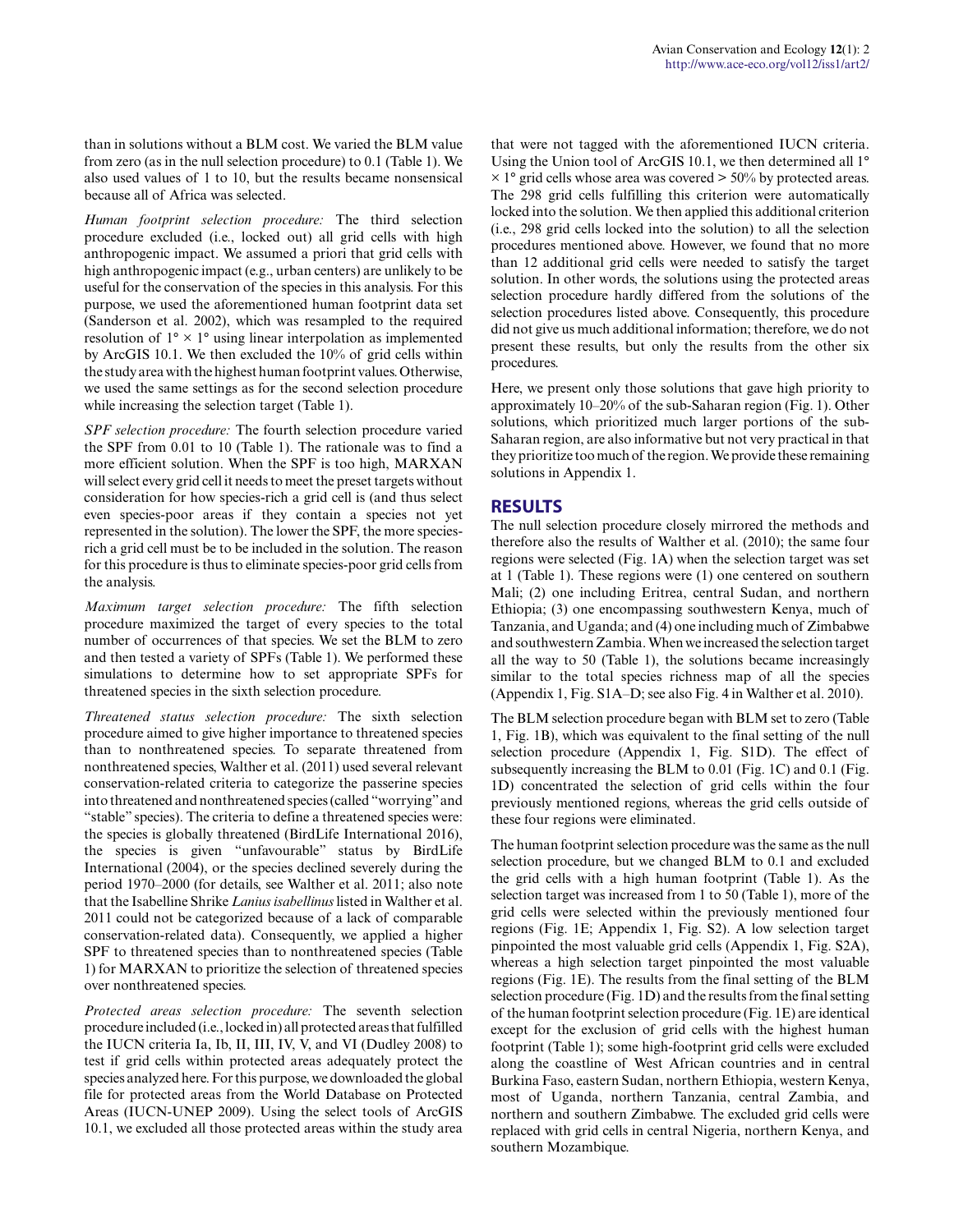than in solutions without a BLM cost. We varied the BLM value from zero (as in the null selection procedure) to 0.1 (Table 1). We also used values of 1 to 10, but the results became nonsensical because all of Africa was selected.

*Human footprint selection procedure:* The third selection procedure excluded (i.e., locked out) all grid cells with high anthropogenic impact. We assumed a priori that grid cells with high anthropogenic impact (e.g., urban centers) are unlikely to be useful for the conservation of the species in this analysis. For this purpose, we used the aforementioned human footprint data set (Sanderson et al. 2002), which was resampled to the required resolution of 1° × 1° using linear interpolation as implemented by ArcGIS 10.1. We then excluded the 10% of grid cells within the study area with the highest human footprint values. Otherwise, we used the same settings as for the second selection procedure while increasing the selection target (Table 1).

*SPF selection procedure:* The fourth selection procedure varied the SPF from 0.01 to 10 (Table 1). The rationale was to find a more efficient solution. When the SPF is too high, MARXAN will select every grid cell it needs to meet the preset targets without consideration for how species-rich a grid cell is (and thus select even species-poor areas if they contain a species not yet represented in the solution). The lower the SPF, the more species-rich a grid cell must be to be included in the solution. The reason for this procedure is thus to eliminate species-poor grid cells from the analysis.

*Maximum target selection procedure:* The fifth selection procedure maximized the target of every species to the total number of occurrences of that species. We set the BLM to zero and then tested a variety of SPFs (Table 1). We performed these simulations to determine how to set appropriate SPFs for threatened species in the sixth selection procedure.

*Threatened status selection procedure:* The sixth selection procedure aimed to give higher importance to threatened species than to nonthreatened species. To separate threatened from nonthreatened species, Walther et al. (2011) used several relevant conservation-related criteria to categorize the passerine species into threatened and nonthreatened species (called "worrying" and "stable" species). The criteria to define a threatened species were: the species is globally threatened (BirdLife International 2016), the species is given "unfavourable" status by BirdLife International (2004), or the species declined severely during the period 1970–2000 (for details, see Walther et al. 2011; also note that the Isabelline Shrike *Lanius isabellinus* listed in Walther et al. 2011 could not be categorized because of a lack of comparable conservation-related data). Consequently, we applied a higher SPF to threatened species than to nonthreatened species (Table 1) for MARXAN to prioritize the selection of threatened species over nonthreatened species.

*Protected areas selection procedure:* The seventh selection procedure included (i.e., locked in) all protected areas that fulfilled the IUCN criteria Ia, Ib, II, III, IV, V, and VI (Dudley 2008) to test if grid cells within protected areas adequately protect the species analyzed here. For this purpose, we downloaded the global file for protected areas from the World Database on Protected Areas (IUCN-UNEP 2009). Using the select tools of ArcGIS 10.1, we excluded all those protected areas within the study area that were not tagged with the aforementioned IUCN criteria. Using the Union tool of ArcGIS 10.1, we then determined all 1° × 1° grid cells whose area was covered > 50% by protected areas. The 298 grid cells fulfilling this criterion were automatically locked into the solution. We then applied this additional criterion (i.e., 298 grid cells locked into the solution) to all the selection procedures mentioned above. However, we found that no more than 12 additional grid cells were needed to satisfy the target solution. In other words, the solutions using the protected areas selection procedure hardly differed from the solutions of the selection procedures listed above. Consequently, this procedure did not give us much additional information; therefore, we do not present these results, but only the results from the other six procedures.

Here, we present only those solutions that gave high priority to approximately 10–20% of the sub-Saharan region (Fig. 1). Other solutions, which prioritized much larger portions of the sub-Saharan region, are also informative but not very practical in that they prioritize too much of the region. We provide these remaining solutions in Appendix 1.

## RESULTS

The null selection procedure closely mirrored the methods and therefore also the results of Walther et al. (2010); the same four regions were selected (Fig. 1A) when the selection target was set at 1 (Table 1). These regions were (1) one centered on southern Mali; (2) one including Eritrea, central Sudan, and northern Ethiopia; (3) one encompassing southwestern Kenya, much of Tanzania, and Uganda; and (4) one including much of Zimbabwe and southwestern Zambia. When we increased the selection target all the way to 50 (Table 1), the solutions became increasingly similar to the total species richness map of all the species (Appendix 1, Fig. S1A–D; see also Fig. 4 in Walther et al. 2010).

The BLM selection procedure began with BLM set to zero (Table 1, Fig. 1B), which was equivalent to the final setting of the null selection procedure (Appendix 1, Fig. S1D). The effect of subsequently increasing the BLM to 0.01 (Fig. 1C) and 0.1 (Fig. 1D) concentrated the selection of grid cells within the four previously mentioned regions, whereas the grid cells outside of these four regions were eliminated.

The human footprint selection procedure was the same as the null selection procedure, but we changed BLM to 0.1 and excluded the grid cells with a high human footprint (Table 1). As the selection target was increased from 1 to 50 (Table 1), more of the grid cells were selected within the previously mentioned four regions (Fig. 1E; Appendix 1, Fig. S2). A low selection target pinpointed the most valuable grid cells (Appendix 1, Fig. S2A), whereas a high selection target pinpointed the most valuable regions (Fig. 1E). The results from the final setting of the BLM selection procedure (Fig. 1D) and the results from the final setting of the human footprint selection procedure (Fig. 1E) are identical except for the exclusion of grid cells with the highest human footprint (Table 1); some high-footprint grid cells were excluded along the coastline of West African countries and in central Burkina Faso, eastern Sudan, northern Ethiopia, western Kenya, most of Uganda, northern Tanzania, central Zambia, and northern and southern Zimbabwe. The excluded grid cells were replaced with grid cells in central Nigeria, northern Kenya, and southern Mozambique.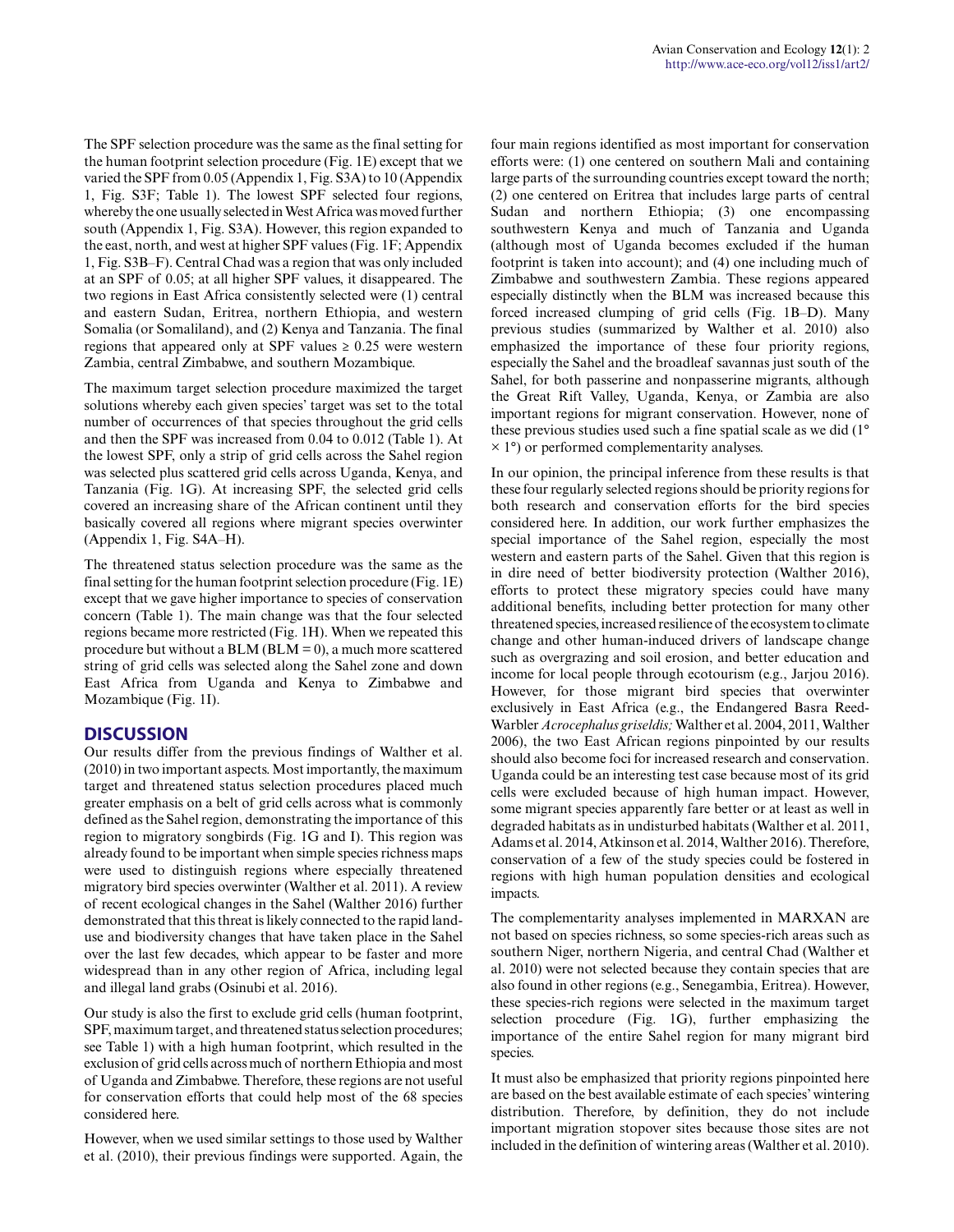The SPF selection procedure was the same as the final setting for the human footprint selection procedure (Fig. 1E) except that we varied the SPF from 0.05 (Appendix 1, Fig. S3A) to 10 (Appendix 1, Fig. S3F; Table 1). The lowest SPF selected four regions, whereby the one usually selected in West Africa was moved further south (Appendix 1, Fig. S3A). However, this region expanded to the east, north, and west at higher SPF values (Fig. 1F; Appendix 1, Fig. S3B–F). Central Chad was a region that was only included at an SPF of 0.05; at all higher SPF values, it disappeared. The two regions in East Africa consistently selected were (1) central and eastern Sudan, Eritrea, northern Ethiopia, and western Somalia (or Somaliland), and (2) Kenya and Tanzania. The final regions that appeared only at SPF values ≥ 0.25 were western Zambia, central Zimbabwe, and southern Mozambique.

The maximum target selection procedure maximized the target solutions whereby each given species' target was set to the total number of occurrences of that species throughout the grid cells and then the SPF was increased from 0.04 to 0.012 (Table 1). At the lowest SPF, only a strip of grid cells across the Sahel region was selected plus scattered grid cells across Uganda, Kenya, and Tanzania (Fig. 1G). At increasing SPF, the selected grid cells covered an increasing share of the African continent until they basically covered all regions where migrant species overwinter (Appendix 1, Fig. S4A–H).

The threatened status selection procedure was the same as the final setting for the human footprint selection procedure (Fig. 1E) except that we gave higher importance to species of conservation concern (Table 1). The main change was that the four selected regions became more restricted (Fig. 1H). When we repeated this procedure but without a BLM (BLM = 0), a much more scattered string of grid cells was selected along the Sahel zone and down East Africa from Uganda and Kenya to Zimbabwe and Mozambique (Fig. 1I).

## DISCUSSION

Our results differ from the previous findings of Walther et al. (2010) in two important aspects. Most importantly, the maximum target and threatened status selection procedures placed much greater emphasis on a belt of grid cells across what is commonly defined as the Sahel region, demonstrating the importance of this region to migratory songbirds (Fig. 1G and I). This region was already found to be important when simple species richness maps were used to distinguish regions where especially threatened migratory bird species overwinter (Walther et al. 2011). A review of recent ecological changes in the Sahel (Walther 2016) further demonstrated that this threat is likely connected to the rapid land-use and biodiversity changes that have taken place in the Sahel over the last few decades, which appear to be faster and more widespread than in any other region of Africa, including legal and illegal land grabs (Osinubi et al. 2016).

Our study is also the first to exclude grid cells (human footprint, SPF, maximum target, and threatened status selection procedures; see Table 1) with a high human footprint, which resulted in the exclusion of grid cells across much of northern Ethiopia and most of Uganda and Zimbabwe. Therefore, these regions are not useful for conservation efforts that could help most of the 68 species considered here.

However, when we used similar settings to those used by Walther et al. (2010), their previous findings were supported. Again, the four main regions identified as most important for conservation efforts were: (1) one centered on southern Mali and containing large parts of the surrounding countries except toward the north; (2) one centered on Eritrea that includes large parts of central Sudan and northern Ethiopia; (3) one encompassing southwestern Kenya and much of Tanzania and Uganda (although most of Uganda becomes excluded if the human footprint is taken into account); and (4) one including much of Zimbabwe and southwestern Zambia. These regions appeared especially distinctly when the BLM was increased because this forced increased clumping of grid cells (Fig. 1B–D). Many previous studies (summarized by Walther et al. 2010) also emphasized the importance of these four priority regions, especially the Sahel and the broadleaf savannas just south of the Sahel, for both passerine and nonpasserine migrants, although the Great Rift Valley, Uganda, Kenya, or Zambia are also important regions for migrant conservation. However, none of these previous studies used such a fine spatial scale as we did (1° × 1°) or performed complementarity analyses.

In our opinion, the principal inference from these results is that these four regularly selected regions should be priority regions for both research and conservation efforts for the bird species considered here. In addition, our work further emphasizes the special importance of the Sahel region, especially the most western and eastern parts of the Sahel. Given that this region is in dire need of better biodiversity protection (Walther 2016), efforts to protect these migratory species could have many additional benefits, including better protection for many other threatened species, increased resilience of the ecosystem to climate change and other human-induced drivers of landscape change such as overgrazing and soil erosion, and better education and income for local people through ecotourism (e.g., Jarjou 2016). However, for those migrant bird species that overwinter exclusively in East Africa (e.g., the Endangered Basra Reed-Warbler *Acrocephalus griseldis;* Walther et al. 2004, 2011, Walther 2006), the two East African regions pinpointed by our results should also become foci for increased research and conservation. Uganda could be an interesting test case because most of its grid cells were excluded because of high human impact. However, some migrant species apparently fare better or at least as well in degraded habitats as in undisturbed habitats (Walther et al. 2011, Adams et al. 2014, Atkinson et al. 2014, Walther 2016). Therefore, conservation of a few of the study species could be fostered in regions with high human population densities and ecological impacts.

The complementarity analyses implemented in MARXAN are not based on species richness, so some species-rich areas such as southern Niger, northern Nigeria, and central Chad (Walther et al. 2010) were not selected because they contain species that are also found in other regions (e.g., Senegambia, Eritrea). However, these species-rich regions were selected in the maximum target selection procedure (Fig. 1G), further emphasizing the importance of the entire Sahel region for many migrant bird species.

It must also be emphasized that priority regions pinpointed here are based on the best available estimate of each species' wintering distribution. Therefore, by definition, they do not include important migration stopover sites because those sites are not included in the definition of wintering areas (Walther et al. 2010).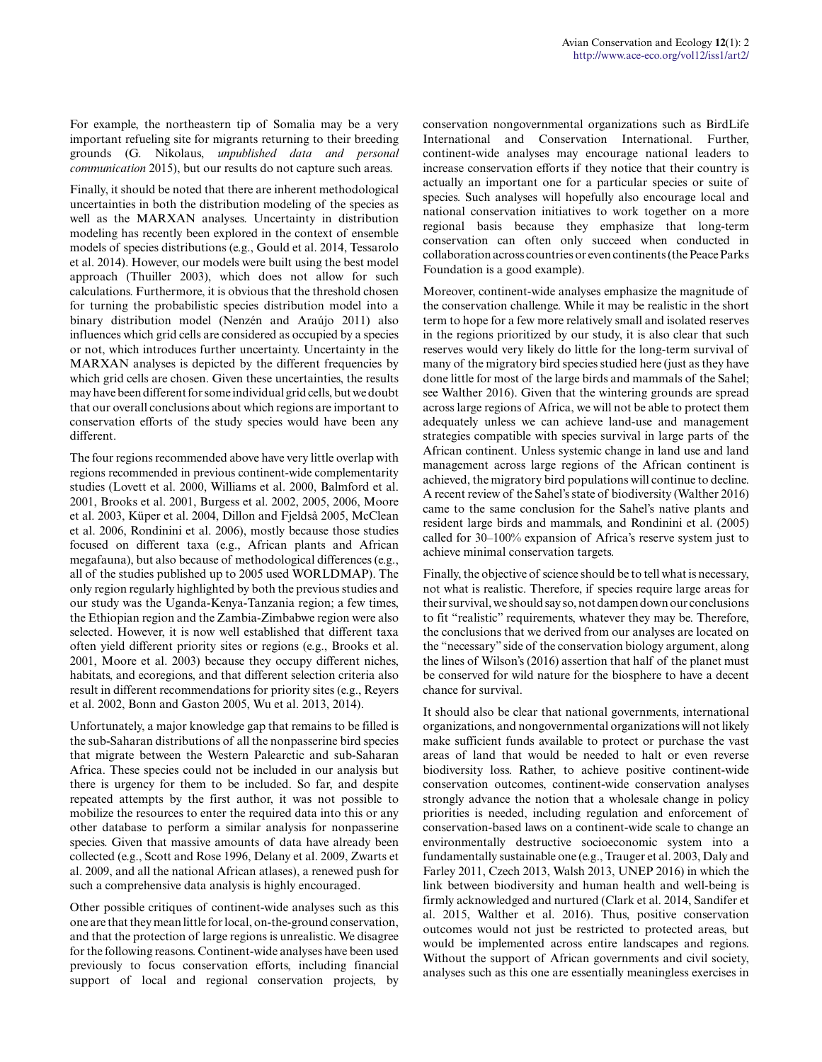For example, the northeastern tip of Somalia may be a very important refueling site for migrants returning to their breeding grounds (G. Nikolaus, *unpublished data and personal communication* 2015), but our results do not capture such areas.

Finally, it should be noted that there are inherent methodological uncertainties in both the distribution modeling of the species as well as the MARXAN analyses. Uncertainty in distribution modeling has recently been explored in the context of ensemble models of species distributions (e.g., Gould et al. 2014, Tessarolo et al. 2014). However, our models were built using the best model approach (Thuiller 2003), which does not allow for such calculations. Furthermore, it is obvious that the threshold chosen for turning the probabilistic species distribution model into a binary distribution model (Nenzén and Araújo 2011) also influences which grid cells are considered as occupied by a species or not, which introduces further uncertainty. Uncertainty in the MARXAN analyses is depicted by the different frequencies by which grid cells are chosen. Given these uncertainties, the results may have been different for some individual grid cells, but we doubt that our overall conclusions about which regions are important to conservation efforts of the study species would have been any different.

The four regions recommended above have very little overlap with regions recommended in previous continent-wide complementarity studies (Lovett et al. 2000, Williams et al. 2000, Balmford et al. 2001, Brooks et al. 2001, Burgess et al. 2002, 2005, 2006, Moore et al. 2003, Küper et al. 2004, Dillon and Fjeldså 2005, McClean et al. 2006, Rondinini et al. 2006), mostly because those studies focused on different taxa (e.g., African plants and African megafauna), but also because of methodological differences (e.g., all of the studies published up to 2005 used WORLDMAP). The only region regularly highlighted by both the previous studies and our study was the Uganda-Kenya-Tanzania region; a few times, the Ethiopian region and the Zambia-Zimbabwe region were also selected. However, it is now well established that different taxa often yield different priority sites or regions (e.g., Brooks et al. 2001, Moore et al. 2003) because they occupy different niches, habitats, and ecoregions, and that different selection criteria also result in different recommendations for priority sites (e.g., Reyers et al. 2002, Bonn and Gaston 2005, Wu et al. 2013, 2014).

Unfortunately, a major knowledge gap that remains to be filled is the sub-Saharan distributions of all the nonpasserine bird species that migrate between the Western Palearctic and sub-Saharan Africa. These species could not be included in our analysis but there is urgency for them to be included. So far, and despite repeated attempts by the first author, it was not possible to mobilize the resources to enter the required data into this or any other database to perform a similar analysis for nonpasserine species. Given that massive amounts of data have already been collected (e.g., Scott and Rose 1996, Delany et al. 2009, Zwarts et al. 2009, and all the national African atlases), a renewed push for such a comprehensive data analysis is highly encouraged.

Other possible critiques of continent-wide analyses such as this one are that they mean little for local, on-the-ground conservation, and that the protection of large regions is unrealistic. We disagree for the following reasons. Continent-wide analyses have been used previously to focus conservation efforts, including financial support of local and regional conservation projects, by conservation nongovernmental organizations such as BirdLife International and Conservation International. Further, continent-wide analyses may encourage national leaders to increase conservation efforts if they notice that their country is actually an important one for a particular species or suite of species. Such analyses will hopefully also encourage local and national conservation initiatives to work together on a more regional basis because they emphasize that long-term conservation can often only succeed when conducted in collaboration across countries or even continents (the Peace Parks Foundation is a good example).

Moreover, continent-wide analyses emphasize the magnitude of the conservation challenge. While it may be realistic in the short term to hope for a few more relatively small and isolated reserves in the regions prioritized by our study, it is also clear that such reserves would very likely do little for the long-term survival of many of the migratory bird species studied here (just as they have done little for most of the large birds and mammals of the Sahel; see Walther 2016). Given that the wintering grounds are spread across large regions of Africa, we will not be able to protect them adequately unless we can achieve land-use and management strategies compatible with species survival in large parts of the African continent. Unless systemic change in land use and land management across large regions of the African continent is achieved, the migratory bird populations will continue to decline. A recent review of the Sahel's state of biodiversity (Walther 2016) came to the same conclusion for the Sahel's native plants and resident large birds and mammals, and Rondinini et al. (2005) called for 30–100% expansion of Africa's reserve system just to achieve minimal conservation targets.

Finally, the objective of science should be to tell what is necessary, not what is realistic. Therefore, if species require large areas for their survival, we should say so, not dampen down our conclusions to fit "realistic" requirements, whatever they may be. Therefore, the conclusions that we derived from our analyses are located on the "necessary" side of the conservation biology argument, along the lines of Wilson's (2016) assertion that half of the planet must be conserved for wild nature for the biosphere to have a decent chance for survival.

It should also be clear that national governments, international organizations, and nongovernmental organizations will not likely make sufficient funds available to protect or purchase the vast areas of land that would be needed to halt or even reverse biodiversity loss. Rather, to achieve positive continent-wide conservation outcomes, continent-wide conservation analyses strongly advance the notion that a wholesale change in policy priorities is needed, including regulation and enforcement of conservation-based laws on a continent-wide scale to change an environmentally destructive socioeconomic system into a fundamentally sustainable one (e.g., Trauger et al. 2003, Daly and Farley 2011, Czech 2013, Walsh 2013, UNEP 2016) in which the link between biodiversity and human health and well-being is firmly acknowledged and nurtured (Clark et al. 2014, Sandifer et al. 2015, Walther et al. 2016). Thus, positive conservation outcomes would not just be restricted to protected areas, but would be implemented across entire landscapes and regions. Without the support of African governments and civil society, analyses such as this one are essentially meaningless exercises in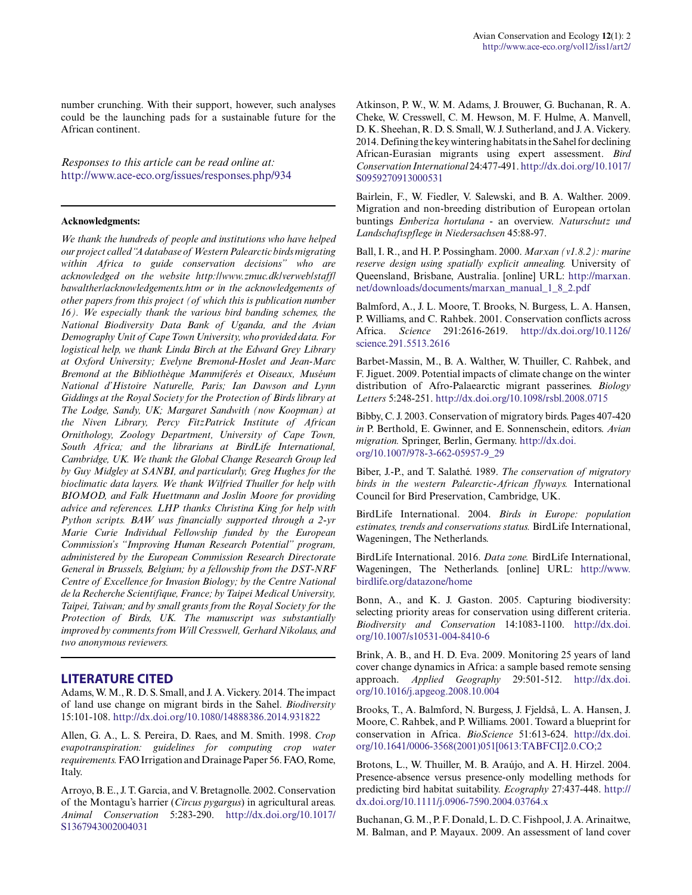number crunching. With their support, however, such analyses could be the launching pads for a sustainable future for the African continent.

*Responses to this article can be read online at:*
http://www.ace-eco.org/issues/responses.php/934

---

**Acknowledgments:**

*We thank the hundreds of people and institutions who have helped our project called "A database of Western Palearctic birds migrating within Africa to guide conservation decisions" who are acknowledged on the website http://www.zmuc.dk/verweb/staff/bawalther/acknowledgements.htm or in the acknowledgements of other papers from this project (of which this is publication number 16). We especially thank the various bird banding schemes, the National Biodiversity Data Bank of Uganda, and the Avian Demography Unit of Cape Town University, who provided data. For logistical help, we thank Linda Birch at the Edward Grey Library at Oxford University; Evelyne Bremond-Hoslet and Jean-Marc Bremond at the Bibliothèque Mammiferés et Oiseaux, Muséum National d'Histoire Naturelle, Paris; Ian Dawson and Lynn Giddings at the Royal Society for the Protection of Birds library at The Lodge, Sandy, UK; Margaret Sandwith (now Koopman) at the Niven Library, Percy FitzPatrick Institute of African Ornithology, Zoology Department, University of Cape Town, South Africa; and the librarians at BirdLife International, Cambridge, UK. We thank the Global Change Research Group led by Guy Midgley at SANBI, and particularly, Greg Hughes for the bioclimatic data layers. We thank Wilfried Thuiller for help with BIOMOD, and Falk Huettmann and Joslin Moore for providing advice and references. LHP thanks Christina King for help with Python scripts. BAW was financially supported through a 2-yr Marie Curie Individual Fellowship funded by the European Commission's "Improving Human Research Potential" program, administered by the European Commission Research Directorate General in Brussels, Belgium; by a fellowship from the DST-NRF Centre of Excellence for Invasion Biology; by the Centre National de la Recherche Scientifique, France; by Taipei Medical University, Taipei, Taiwan; and by small grants from the Royal Society for the Protection of Birds, UK. The manuscript was substantially improved by comments from Will Cresswell, Gerhard Nikolaus, and two anonymous reviewers.*

---

## LITERATURE CITED

Adams, W. M., R. D. S. Small, and J. A. Vickery. 2014. The impact of land use change on migrant birds in the Sahel. *Biodiversity* 15:101-108. http://dx.doi.org/10.1080/14888386.2014.931822

Allen, G. A., L. S. Pereira, D. Raes, and M. Smith. 1998. *Crop evapotranspiration: guidelines for computing crop water requirements.* FAO Irrigation and Drainage Paper 56. FAO, Rome, Italy.

Arroyo, B. E., J. T. Garcia, and V. Bretagnolle. 2002. Conservation of the Montagu's harrier (*Circus pygargus*) in agricultural areas. *Animal Conservation* 5:283-290. http://dx.doi.org/10.1017/S1367943002004031

Atkinson, P. W., W. M. Adams, J. Brouwer, G. Buchanan, R. A. Cheke, W. Cresswell, C. M. Hewson, M. F. Hulme, A. Manvell, D. K. Sheehan, R. D. S. Small, W. J. Sutherland, and J. A. Vickery. 2014. Defining the key wintering habitats in the Sahel for declining African-Eurasian migrants using expert assessment. *Bird Conservation International* 24:477-491. http://dx.doi.org/10.1017/S0959270913000531

Bairlein, F., W. Fiedler, V. Salewski, and B. A. Walther. 2009. Migration and non-breeding distribution of European ortolan buntings *Emberiza hortulana* - an overview. *Naturschutz und Landschaftspflege in Niedersachsen* 45:88-97.

Ball, I. R., and H. P. Possingham. 2000. *Marxan (v1.8.2): marine reserve design using spatially explicit annealing.* University of Queensland, Brisbane, Australia. [online] URL: http://marxan.net/downloads/documents/marxan_manual_1_8_2.pdf

Balmford, A., J. L. Moore, T. Brooks, N. Burgess, L. A. Hansen, P. Williams, and C. Rahbek. 2001. Conservation conflicts across Africa. *Science* 291:2616-2619. http://dx.doi.org/10.1126/science.291.5513.2616

Barbet-Massin, M., B. A. Walther, W. Thuiller, C. Rahbek, and F. Jiguet. 2009. Potential impacts of climate change on the winter distribution of Afro-Palaearctic migrant passerines. *Biology Letters* 5:248-251. http://dx.doi.org/10.1098/rsbl.2008.0715

Bibby, C. J. 2003. Conservation of migratory birds. Pages 407-420 *in* P. Berthold, E. Gwinner, and E. Sonnenschein, editors. *Avian migration.* Springer, Berlin, Germany. http://dx.doi.org/10.1007/978-3-662-05957-9_29

Biber, J.-P., and T. Salathé. 1989. *The conservation of migratory birds in the western Palearctic-African flyways.* International Council for Bird Preservation, Cambridge, UK.

BirdLife International. 2004. *Birds in Europe: population estimates, trends and conservations status.* BirdLife International, Wageningen, The Netherlands.

BirdLife International. 2016. *Data zone.* BirdLife International, Wageningen, The Netherlands. [online] URL: http://www.birdlife.org/datazone/home

Bonn, A., and K. J. Gaston. 2005. Capturing biodiversity: selecting priority areas for conservation using different criteria. *Biodiversity and Conservation* 14:1083-1100. http://dx.doi.org/10.1007/s10531-004-8410-6

Brink, A. B., and H. D. Eva. 2009. Monitoring 25 years of land cover change dynamics in Africa: a sample based remote sensing approach. *Applied Geography* 29:501-512. http://dx.doi.org/10.1016/j.apgeog.2008.10.004

Brooks, T., A. Balmford, N. Burgess, J. Fjeldså, L. A. Hansen, J. Moore, C. Rahbek, and P. Williams. 2001. Toward a blueprint for conservation in Africa. *BioScience* 51:613-624. http://dx.doi.org/10.1641/0006-3568(2001)051[0613:TABFCI]2.0.CO;2

Brotons, L., W. Thuiller, M. B. Araújo, and A. H. Hirzel. 2004. Presence-absence versus presence-only modelling methods for predicting bird habitat suitability. *Ecography* 27:437-448. http://dx.doi.org/10.1111/j.0906-7590.2004.03764.x

Buchanan, G. M., P. F. Donald, L. D. C. Fishpool, J. A. Arinaitwe, M. Balman, and P. Mayaux. 2009. An assessment of land cover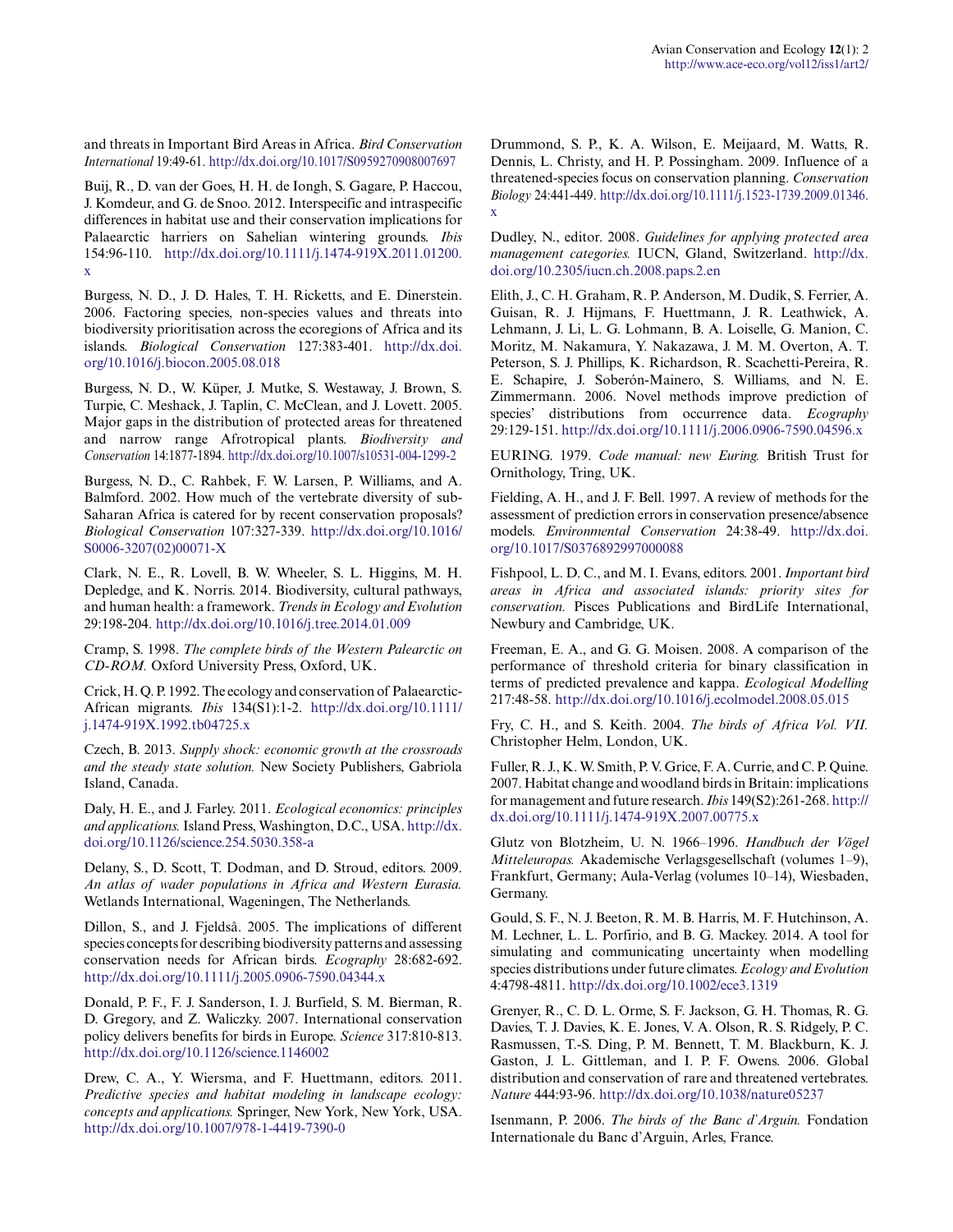and threats in Important Bird Areas in Africa. *Bird Conservation International* 19:49-61. http://dx.doi.org/10.1017/S0959270908007697

Buij, R., D. van der Goes, H. H. de Iongh, S. Gagare, P. Haccou, J. Komdeur, and G. de Snoo. 2012. Interspecific and intraspecific differences in habitat use and their conservation implications for Palaearctic harriers on Sahelian wintering grounds. *Ibis* 154:96-110. http://dx.doi.org/10.1111/j.1474-919X.2011.01200.x

Burgess, N. D., J. D. Hales, T. H. Ricketts, and E. Dinerstein. 2006. Factoring species, non-species values and threats into biodiversity prioritisation across the ecoregions of Africa and its islands. *Biological Conservation* 127:383-401. http://dx.doi.org/10.1016/j.biocon.2005.08.018

Burgess, N. D., W. Küper, J. Mutke, S. Westaway, J. Brown, S. Turpie, C. Meshack, J. Taplin, C. McClean, and J. Lovett. 2005. Major gaps in the distribution of protected areas for threatened and narrow range Afrotropical plants. *Biodiversity and Conservation* 14:1877-1894. http://dx.doi.org/10.1007/s10531-004-1299-2

Burgess, N. D., C. Rahbek, F. W. Larsen, P. Williams, and A. Balmford. 2002. How much of the vertebrate diversity of sub-Saharan Africa is catered for by recent conservation proposals? *Biological Conservation* 107:327-339. http://dx.doi.org/10.1016/S0006-3207(02)00071-X

Clark, N. E., R. Lovell, B. W. Wheeler, S. L. Higgins, M. H. Depledge, and K. Norris. 2014. Biodiversity, cultural pathways, and human health: a framework. *Trends in Ecology and Evolution* 29:198-204. http://dx.doi.org/10.1016/j.tree.2014.01.009

Cramp, S. 1998. *The complete birds of the Western Palearctic on CD-ROM.* Oxford University Press, Oxford, UK.

Crick, H. Q. P. 1992. The ecology and conservation of Palaearctic-African migrants. *Ibis* 134(S1):1-2. http://dx.doi.org/10.1111/j.1474-919X.1992.tb04725.x

Czech, B. 2013. *Supply shock: economic growth at the crossroads and the steady state solution.* New Society Publishers, Gabriola Island, Canada.

Daly, H. E., and J. Farley. 2011. *Ecological economics: principles and applications.* Island Press, Washington, D.C., USA. http://dx.doi.org/10.1126/science.254.5030.358-a

Delany, S., D. Scott, T. Dodman, and D. Stroud, editors. 2009. *An atlas of wader populations in Africa and Western Eurasia.* Wetlands International, Wageningen, The Netherlands.

Dillon, S., and J. Fjeldså. 2005. The implications of different species concepts for describing biodiversity patterns and assessing conservation needs for African birds. *Ecography* 28:682-692. http://dx.doi.org/10.1111/j.2005.0906-7590.04344.x

Donald, P. F., F. J. Sanderson, I. J. Burfield, S. M. Bierman, R. D. Gregory, and Z. Waliczky. 2007. International conservation policy delivers benefits for birds in Europe. *Science* 317:810-813. http://dx.doi.org/10.1126/science.1146002

Drew, C. A., Y. Wiersma, and F. Huettmann, editors. 2011. *Predictive species and habitat modeling in landscape ecology: concepts and applications.* Springer, New York, New York, USA. http://dx.doi.org/10.1007/978-1-4419-7390-0

Drummond, S. P., K. A. Wilson, E. Meijaard, M. Watts, R. Dennis, L. Christy, and H. P. Possingham. 2009. Influence of a threatened-species focus on conservation planning. *Conservation Biology* 24:441-449. http://dx.doi.org/10.1111/j.1523-1739.2009.01346.x

Dudley, N., editor. 2008. *Guidelines for applying protected area management categories.* IUCN, Gland, Switzerland. http://dx.doi.org/10.2305/iucn.ch.2008.paps.2.en

Elith, J., C. H. Graham, R. P. Anderson, M. Dudík, S. Ferrier, A. Guisan, R. J. Hijmans, F. Huettmann, J. R. Leathwick, A. Lehmann, J. Li, L. G. Lohmann, B. A. Loiselle, G. Manion, C. Moritz, M. Nakamura, Y. Nakazawa, J. M. M. Overton, A. T. Peterson, S. J. Phillips, K. Richardson, R. Scachetti-Pereira, R. E. Schapire, J. Soberón-Mainero, S. Williams, and N. E. Zimmermann. 2006. Novel methods improve prediction of species' distributions from occurrence data. *Ecography* 29:129-151. http://dx.doi.org/10.1111/j.2006.0906-7590.04596.x

EURING. 1979. *Code manual: new Euring.* British Trust for Ornithology, Tring, UK.

Fielding, A. H., and J. F. Bell. 1997. A review of methods for the assessment of prediction errors in conservation presence/absence models. *Environmental Conservation* 24:38-49. http://dx.doi.org/10.1017/S0376892997000088

Fishpool, L. D. C., and M. I. Evans, editors. 2001. *Important bird areas in Africa and associated islands: priority sites for conservation.* Pisces Publications and BirdLife International, Newbury and Cambridge, UK.

Freeman, E. A., and G. G. Moisen. 2008. A comparison of the performance of threshold criteria for binary classification in terms of predicted prevalence and kappa. *Ecological Modelling* 217:48-58. http://dx.doi.org/10.1016/j.ecolmodel.2008.05.015

Fry, C. H., and S. Keith. 2004. *The birds of Africa Vol. VII.* Christopher Helm, London, UK.

Fuller, R. J., K. W. Smith, P. V. Grice, F. A. Currie, and C. P. Quine. 2007. Habitat change and woodland birds in Britain: implications for management and future research. *Ibis* 149(S2):261-268. http://dx.doi.org/10.1111/j.1474-919X.2007.00775.x

Glutz von Blotzheim, U. N. 1966–1996. *Handbuch der Vögel Mitteleuropas.* Akademische Verlagsgesellschaft (volumes 1–9), Frankfurt, Germany; Aula-Verlag (volumes 10–14), Wiesbaden, Germany.

Gould, S. F., N. J. Beeton, R. M. B. Harris, M. F. Hutchinson, A. M. Lechner, L. L. Porfirio, and B. G. Mackey. 2014. A tool for simulating and communicating uncertainty when modelling species distributions under future climates. *Ecology and Evolution* 4:4798-4811. http://dx.doi.org/10.1002/ece3.1319

Grenyer, R., C. D. L. Orme, S. F. Jackson, G. H. Thomas, R. G. Davies, T. J. Davies, K. E. Jones, V. A. Olson, R. S. Ridgely, P. C. Rasmussen, T.-S. Ding, P. M. Bennett, T. M. Blackburn, K. J. Gaston, J. L. Gittleman, and I. P. F. Owens. 2006. Global distribution and conservation of rare and threatened vertebrates. *Nature* 444:93-96. http://dx.doi.org/10.1038/nature05237

Isenmann, P. 2006. *The birds of the Banc d'Arguin.* Fondation Internationale du Banc d'Arguin, Arles, France.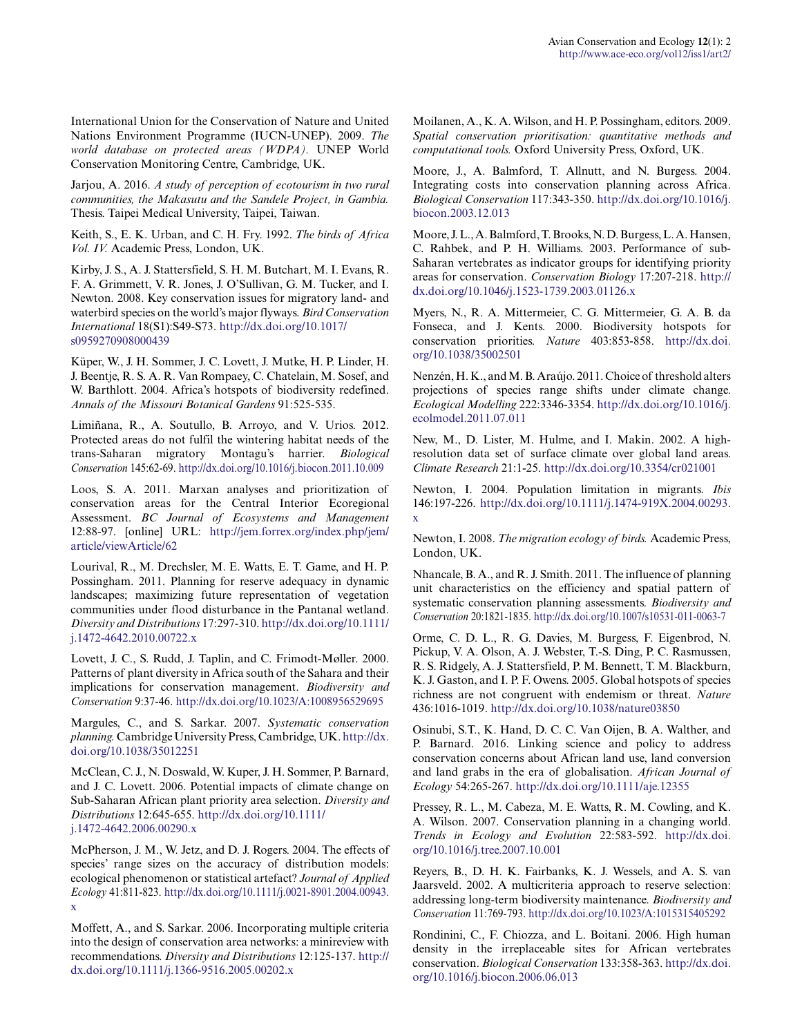International Union for the Conservation of Nature and United Nations Environment Programme (IUCN-UNEP). 2009. *The world database on protected areas (WDPA).* UNEP World Conservation Monitoring Centre, Cambridge, UK.

Jarjou, A. 2016. *A study of perception of ecotourism in two rural communities, the Makasutu and the Sandele Project, in Gambia.* Thesis. Taipei Medical University, Taipei, Taiwan.

Keith, S., E. K. Urban, and C. H. Fry. 1992. *The birds of Africa Vol. IV.* Academic Press, London, UK.

Kirby, J. S., A. J. Stattersfield, S. H. M. Butchart, M. I. Evans, R. F. A. Grimmett, V. R. Jones, J. O'Sullivan, G. M. Tucker, and I. Newton. 2008. Key conservation issues for migratory land- and waterbird species on the world's major flyways. *Bird Conservation International* 18(S1):S49-S73. http://dx.doi.org/10.1017/s0959270908000439

Küper, W., J. H. Sommer, J. C. Lovett, J. Mutke, H. P. Linder, H. J. Beentje, R. S. A. R. Van Rompaey, C. Chatelain, M. Sosef, and W. Barthlott. 2004. Africa's hotspots of biodiversity redefined. *Annals of the Missouri Botanical Gardens* 91:525-535.

Limiñana, R., A. Soutullo, B. Arroyo, and V. Urios. 2012. Protected areas do not fulfil the wintering habitat needs of the trans-Saharan migratory Montagu's harrier. *Biological Conservation* 145:62-69. http://dx.doi.org/10.1016/j.biocon.2011.10.009

Loos, S. A. 2011. Marxan analyses and prioritization of conservation areas for the Central Interior Ecoregional Assessment. *BC Journal of Ecosystems and Management* 12:88-97. [online] URL: http://jem.forrex.org/index.php/jem/article/viewArticle/62

Lourival, R., M. Drechsler, M. E. Watts, E. T. Game, and H. P. Possingham. 2011. Planning for reserve adequacy in dynamic landscapes; maximizing future representation of vegetation communities under flood disturbance in the Pantanal wetland. *Diversity and Distributions* 17:297-310. http://dx.doi.org/10.1111/j.1472-4642.2010.00722.x

Lovett, J. C., S. Rudd, J. Taplin, and C. Frimodt-Møller. 2000. Patterns of plant diversity in Africa south of the Sahara and their implications for conservation management. *Biodiversity and Conservation* 9:37-46. http://dx.doi.org/10.1023/A:1008956529695

Margules, C., and S. Sarkar. 2007. *Systematic conservation planning.* Cambridge University Press, Cambridge, UK. http://dx.doi.org/10.1038/35012251

McClean, C. J., N. Doswald, W. Kuper, J. H. Sommer, P. Barnard, and J. C. Lovett. 2006. Potential impacts of climate change on Sub-Saharan African plant priority area selection. *Diversity and Distributions* 12:645-655. http://dx.doi.org/10.1111/j.1472-4642.2006.00290.x

McPherson, J. M., W. Jetz, and D. J. Rogers. 2004. The effects of species' range sizes on the accuracy of distribution models: ecological phenomenon or statistical artefact? *Journal of Applied Ecology* 41:811-823. http://dx.doi.org/10.1111/j.0021-8901.2004.00943.x

Moffett, A., and S. Sarkar. 2006. Incorporating multiple criteria into the design of conservation area networks: a minireview with recommendations. *Diversity and Distributions* 12:125-137. http://dx.doi.org/10.1111/j.1366-9516.2005.00202.x

Moilanen, A., K. A. Wilson, and H. P. Possingham, editors. 2009. *Spatial conservation prioritisation: quantitative methods and computational tools.* Oxford University Press, Oxford, UK.

Moore, J., A. Balmford, T. Allnutt, and N. Burgess. 2004. Integrating costs into conservation planning across Africa. *Biological Conservation* 117:343-350. http://dx.doi.org/10.1016/j.biocon.2003.12.013

Moore, J. L., A. Balmford, T. Brooks, N. D. Burgess, L. A. Hansen, C. Rahbek, and P. H. Williams. 2003. Performance of sub-Saharan vertebrates as indicator groups for identifying priority areas for conservation. *Conservation Biology* 17:207-218. http://dx.doi.org/10.1046/j.1523-1739.2003.01126.x

Myers, N., R. A. Mittermeier, C. G. Mittermeier, G. A. B. da Fonseca, and J. Kents. 2000. Biodiversity hotspots for conservation priorities. *Nature* 403:853-858. http://dx.doi.org/10.1038/35002501

Nenzén, H. K., and M. B. Araújo. 2011. Choice of threshold alters projections of species range shifts under climate change. *Ecological Modelling* 222:3346-3354. http://dx.doi.org/10.1016/j.ecolmodel.2011.07.011

New, M., D. Lister, M. Hulme, and I. Makin. 2002. A high-resolution data set of surface climate over global land areas. *Climate Research* 21:1-25. http://dx.doi.org/10.3354/cr021001

Newton, I. 2004. Population limitation in migrants. *Ibis* 146:197-226. http://dx.doi.org/10.1111/j.1474-919X.2004.00293.x

Newton, I. 2008. *The migration ecology of birds.* Academic Press, London, UK.

Nhancale, B. A., and R. J. Smith. 2011. The influence of planning unit characteristics on the efficiency and spatial pattern of systematic conservation planning assessments. *Biodiversity and Conservation* 20:1821-1835. http://dx.doi.org/10.1007/s10531-011-0063-7

Orme, C. D. L., R. G. Davies, M. Burgess, F. Eigenbrod, N. Pickup, V. A. Olson, A. J. Webster, T.-S. Ding, P. C. Rasmussen, R. S. Ridgely, A. J. Stattersfield, P. M. Bennett, T. M. Blackburn, K. J. Gaston, and I. P. F. Owens. 2005. Global hotspots of species richness are not congruent with endemism or threat. *Nature* 436:1016-1019. http://dx.doi.org/10.1038/nature03850

Osinubi, S.T., K. Hand, D. C. C. Van Oijen, B. A. Walther, and P. Barnard. 2016. Linking science and policy to address conservation concerns about African land use, land conversion and land grabs in the era of globalisation. *African Journal of Ecology* 54:265-267. http://dx.doi.org/10.1111/aje.12355

Pressey, R. L., M. Cabeza, M. E. Watts, R. M. Cowling, and K. A. Wilson. 2007. Conservation planning in a changing world. *Trends in Ecology and Evolution* 22:583-592. http://dx.doi.org/10.1016/j.tree.2007.10.001

Reyers, B., D. H. K. Fairbanks, K. J. Wessels, and A. S. van Jaarsveld. 2002. A multicriteria approach to reserve selection: addressing long-term biodiversity maintenance. *Biodiversity and Conservation* 11:769-793. http://dx.doi.org/10.1023/A:1015315405292

Rondinini, C., F. Chiozza, and L. Boitani. 2006. High human density in the irreplaceable sites for African vertebrates conservation. *Biological Conservation* 133:358-363. http://dx.doi.org/10.1016/j.biocon.2006.06.013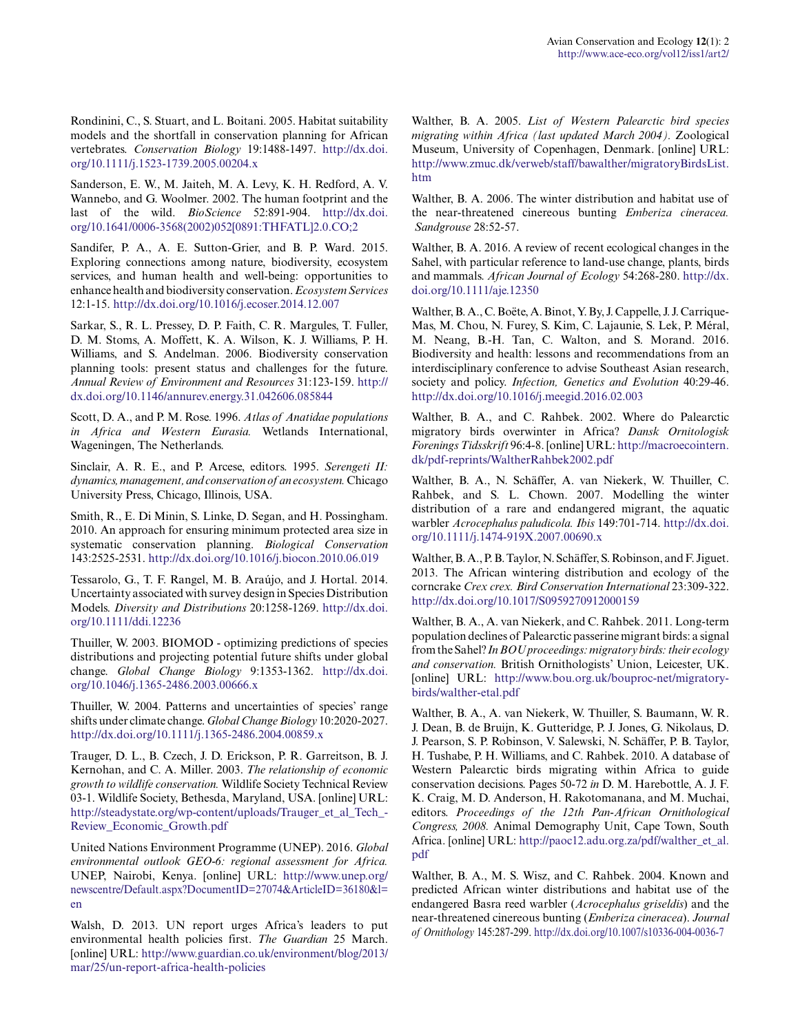Rondinini, C., S. Stuart, and L. Boitani. 2005. Habitat suitability models and the shortfall in conservation planning for African vertebrates. *Conservation Biology* 19:1488-1497. http://dx.doi.org/10.1111/j.1523-1739.2005.00204.x

Sanderson, E. W., M. Jaiteh, M. A. Levy, K. H. Redford, A. V. Wannebo, and G. Woolmer. 2002. The human footprint and the last of the wild. *BioScience* 52:891-904. http://dx.doi.org/10.1641/0006-3568(2002)052[0891:THFATL]2.0.CO;2

Sandifer, P. A., A. E. Sutton-Grier, and B. P. Ward. 2015. Exploring connections among nature, biodiversity, ecosystem services, and human health and well-being: opportunities to enhance health and biodiversity conservation. *Ecosystem Services* 12:1-15. http://dx.doi.org/10.1016/j.ecoser.2014.12.007

Sarkar, S., R. L. Pressey, D. P. Faith, C. R. Margules, T. Fuller, D. M. Stoms, A. Moffett, K. A. Wilson, K. J. Williams, P. H. Williams, and S. Andelman. 2006. Biodiversity conservation planning tools: present status and challenges for the future. *Annual Review of Environment and Resources* 31:123-159. http://dx.doi.org/10.1146/annurev.energy.31.042606.085844

Scott, D. A., and P. M. Rose. 1996. *Atlas of Anatidae populations in Africa and Western Eurasia.* Wetlands International, Wageningen, The Netherlands.

Sinclair, A. R. E., and P. Arcese, editors. 1995. *Serengeti II: dynamics, management, and conservation of an ecosystem.* Chicago University Press, Chicago, Illinois, USA.

Smith, R., E. Di Minin, S. Linke, D. Segan, and H. Possingham. 2010. An approach for ensuring minimum protected area size in systematic conservation planning. *Biological Conservation* 143:2525-2531. http://dx.doi.org/10.1016/j.biocon.2010.06.019

Tessarolo, G., T. F. Rangel, M. B. Araújo, and J. Hortal. 2014. Uncertainty associated with survey design in Species Distribution Models. *Diversity and Distributions* 20:1258-1269. http://dx.doi.org/10.1111/ddi.12236

Thuiller, W. 2003. BIOMOD - optimizing predictions of species distributions and projecting potential future shifts under global change. *Global Change Biology* 9:1353-1362. http://dx.doi.org/10.1046/j.1365-2486.2003.00666.x

Thuiller, W. 2004. Patterns and uncertainties of species' range shifts under climate change. *Global Change Biology* 10:2020-2027. http://dx.doi.org/10.1111/j.1365-2486.2004.00859.x

Trauger, D. L., B. Czech, J. D. Erickson, P. R. Garreitson, B. J. Kernohan, and C. A. Miller. 2003. *The relationship of economic growth to wildlife conservation.* Wildlife Society Technical Review 03-1. Wildlife Society, Bethesda, Maryland, USA. [online] URL: http://steadystate.org/wp-content/uploads/Trauger_et_al_Tech_-Review_Economic_Growth.pdf

United Nations Environment Programme (UNEP). 2016. *Global environmental outlook GEO-6: regional assessment for Africa.* UNEP, Nairobi, Kenya. [online] URL: http://www.unep.org/newscentre/Default.aspx?DocumentID=27074&ArticleID=36180&l=en

Walsh, D. 2013. UN report urges Africa's leaders to put environmental health policies first. *The Guardian* 25 March. [online] URL: http://www.guardian.co.uk/environment/blog/2013/mar/25/un-report-africa-health-policies

Walther, B. A. 2005. *List of Western Palearctic bird species migrating within Africa (last updated March 2004).* Zoological Museum, University of Copenhagen, Denmark. [online] URL: http://www.zmuc.dk/verweb/staff/bawalther/migratoryBirdsList.htm

Walther, B. A. 2006. The winter distribution and habitat use of the near-threatened cinereous bunting *Emberiza cineracea.* *Sandgrouse* 28:52-57.

Walther, B. A. 2016. A review of recent ecological changes in the Sahel, with particular reference to land-use change, plants, birds and mammals. *African Journal of Ecology* 54:268-280. http://dx.doi.org/10.1111/aje.12350

Walther, B. A., C. Boëte, A. Binot, Y. By, J. Cappelle, J. J. Carrique-Mas, M. Chou, N. Furey, S. Kim, C. Lajaunie, S. Lek, P. Méral, M. Neang, B.-H. Tan, C. Walton, and S. Morand. 2016. Biodiversity and health: lessons and recommendations from an interdisciplinary conference to advise Southeast Asian research, society and policy. *Infection, Genetics and Evolution* 40:29-46. http://dx.doi.org/10.1016/j.meegid.2016.02.003

Walther, B. A., and C. Rahbek. 2002. Where do Palearctic migratory birds overwinter in Africa? *Dansk Ornitologisk Forenings Tidsskrift* 96:4-8. [online] URL: http://macroecointern.dk/pdf-reprints/WaltherRahbek2002.pdf

Walther, B. A., N. Schäffer, A. van Niekerk, W. Thuiller, C. Rahbek, and S. L. Chown. 2007. Modelling the winter distribution of a rare and endangered migrant, the aquatic warbler *Acrocephalus paludicola.* *Ibis* 149:701-714. http://dx.doi.org/10.1111/j.1474-919X.2007.00690.x

Walther, B. A., P. B. Taylor, N. Schäffer, S. Robinson, and F. Jiguet. 2013. The African wintering distribution and ecology of the corncrake *Crex crex.* *Bird Conservation International* 23:309-322. http://dx.doi.org/10.1017/S0959270912000159

Walther, B. A., A. van Niekerk, and C. Rahbek. 2011. Long-term population declines of Palearctic passerine migrant birds: a signal from the Sahel? *In BOU proceedings: migratory birds: their ecology and conservation.* British Ornithologists' Union, Leicester, UK. [online] URL: http://www.bou.org.uk/bouproc-net/migratory-birds/walther-etal.pdf

Walther, B. A., A. van Niekerk, W. Thuiller, S. Baumann, W. R. J. Dean, B. de Bruijn, K. Gutteridge, P. J. Jones, G. Nikolaus, D. J. Pearson, S. P. Robinson, V. Salewski, N. Schäffer, P. B. Taylor, H. Tushabe, P. H. Williams, and C. Rahbek. 2010. A database of Western Palearctic birds migrating within Africa to guide conservation decisions. Pages 50-72 *in* D. M. Harebottle, A. J. F. K. Craig, M. D. Anderson, H. Rakotomanana, and M. Muchai, editors. *Proceedings of the 12th Pan-African Ornithological Congress, 2008.* Animal Demography Unit, Cape Town, South Africa. [online] URL: http://paoc12.adu.org.za/pdf/walther_et_al.pdf

Walther, B. A., M. S. Wisz, and C. Rahbek. 2004. Known and predicted African winter distributions and habitat use of the endangered Basra reed warbler (*Acrocephalus griseldis*) and the near-threatened cinereous bunting (*Emberiza cineracea*). *Journal of Ornithology* 145:287-299. http://dx.doi.org/10.1007/s10336-004-0036-7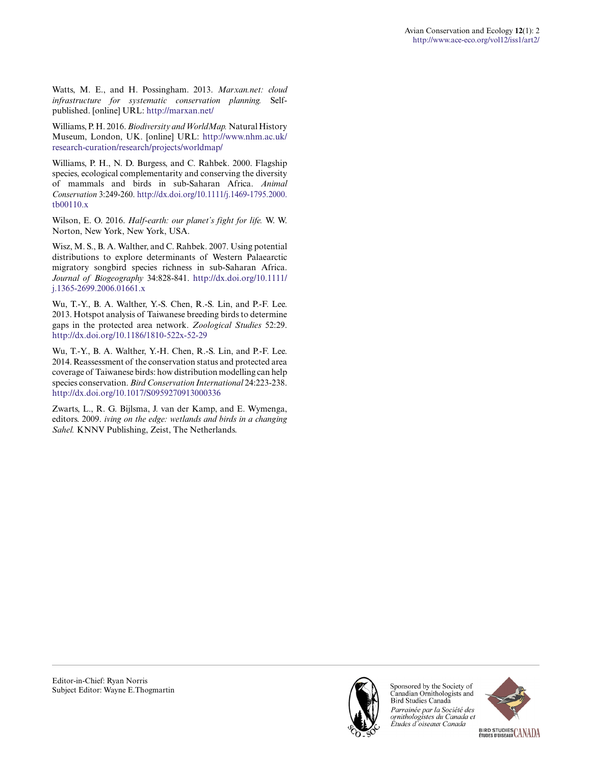Watts, M. E., and H. Possingham. 2013. *Marxan.net: cloud infrastructure for systematic conservation planning.* Self-published. [online] URL: http://marxan.net/

Williams, P. H. 2016. *Biodiversity and WorldMap.* Natural History Museum, London, UK. [online] URL: http://www.nhm.ac.uk/research-curation/research/projects/worldmap/

Williams, P. H., N. D. Burgess, and C. Rahbek. 2000. Flagship species, ecological complementarity and conserving the diversity of mammals and birds in sub-Saharan Africa. *Animal Conservation* 3:249-260. http://dx.doi.org/10.1111/j.1469-1795.2000.tb00110.x

Wilson, E. O. 2016. *Half-earth: our planet's fight for life.* W. W. Norton, New York, New York, USA.

Wisz, M. S., B. A. Walther, and C. Rahbek. 2007. Using potential distributions to explore determinants of Western Palaearctic migratory songbird species richness in sub-Saharan Africa. *Journal of Biogeography* 34:828-841. http://dx.doi.org/10.1111/j.1365-2699.2006.01661.x

Wu, T.-Y., B. A. Walther, Y.-S. Chen, R.-S. Lin, and P.-F. Lee. 2013. Hotspot analysis of Taiwanese breeding birds to determine gaps in the protected area network. *Zoological Studies* 52:29. http://dx.doi.org/10.1186/1810-522x-52-29

Wu, T.-Y., B. A. Walther, Y.-H. Chen, R.-S. Lin, and P.-F. Lee. 2014. Reassessment of the conservation status and protected area coverage of Taiwanese birds: how distribution modelling can help species conservation. *Bird Conservation International* 24:223-238. http://dx.doi.org/10.1017/S0959270913000336

Zwarts, L., R. G. Bijlsma, J. van der Kamp, and E. Wymenga, editors. 2009. *iving on the edge: wetlands and birds in a changing Sahel.* KNNV Publishing, Zeist, The Netherlands.

Editor-in-Chief: Ryan Norris
Subject Editor: Wayne E.Thogmartin

Sponsored by the Society of Canadian Ornithologists and Bird Studies Canada

*Parrainée par la Société des ornithologistes du Canada et Études d'oiseaux Canada*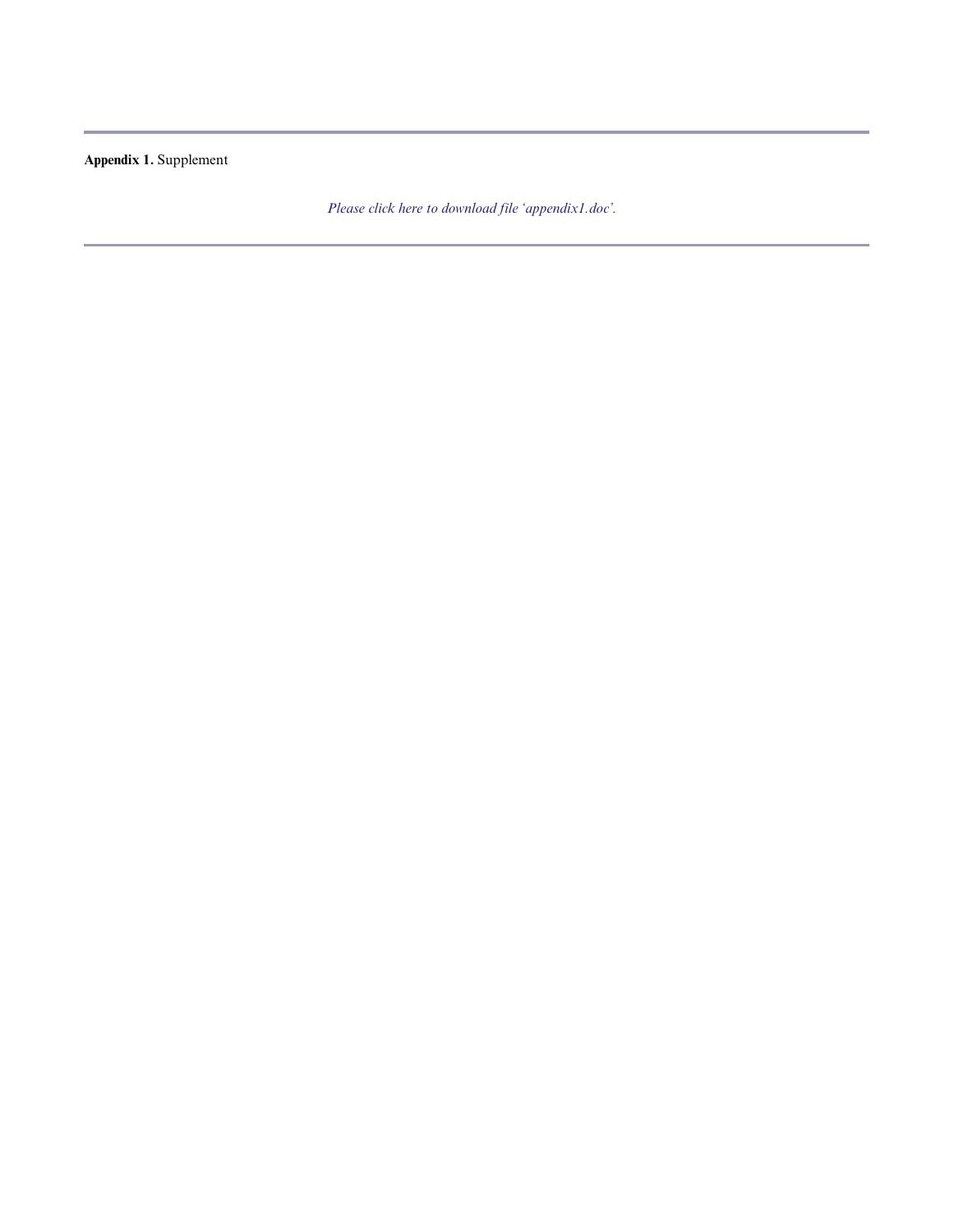**Appendix 1.** Supplement

*Please click here to download file 'appendix1.doc'.*